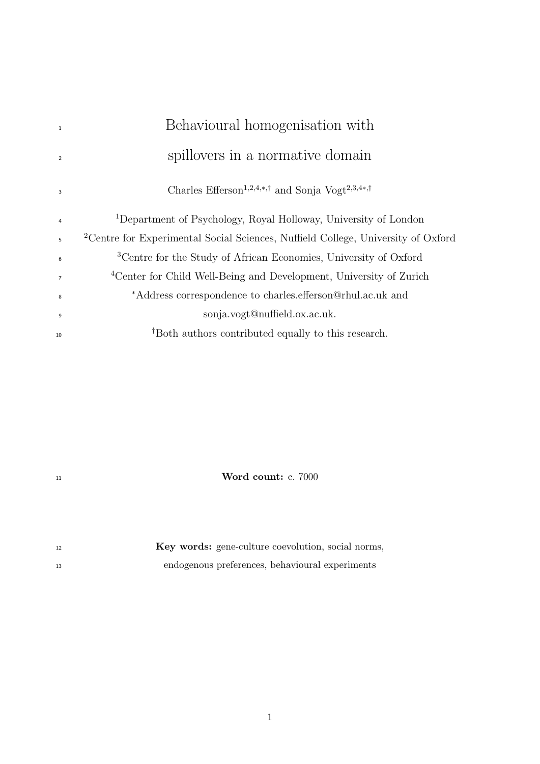# Behavioural homogenisation with spillovers in a normative domain

Charles Efferson[1,2,4,*,†] and Sonja Vogt[2,3,4*,†]

[1]Department of Psychology, Royal Holloway, University of London

[2]Centre for Experimental Social Sciences, Nuffield College, University of Oxford

[3]Centre for the Study of African Economies, University of Oxford

[4]Center for Child Well-Being and Development, University of Zurich

[*]Address correspondence to charles.efferson@rhul.ac.uk and sonja.vogt@nuffield.ox.ac.uk.

[†]Both authors contributed equally to this research.

**Word count:** c. 7000

**Key words:** gene-culture coevolution, social norms, endogenous preferences, behavioural experiments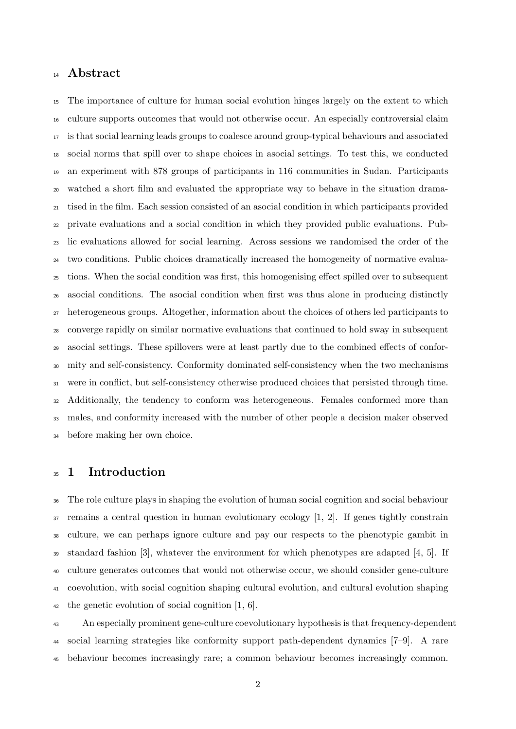## Abstract

The importance of culture for human social evolution hinges largely on the extent to which culture supports outcomes that would not otherwise occur. An especially controversial claim is that social learning leads groups to coalesce around group-typical behaviours and associated social norms that spill over to shape choices in asocial settings. To test this, we conducted an experiment with 878 groups of participants in 116 communities in Sudan. Participants watched a short film and evaluated the appropriate way to behave in the situation dramatised in the film. Each session consisted of an asocial condition in which participants provided private evaluations and a social condition in which they provided public evaluations. Public evaluations allowed for social learning. Across sessions we randomised the order of the two conditions. Public choices dramatically increased the homogeneity of normative evaluations. When the social condition was first, this homogenising effect spilled over to subsequent asocial conditions. The asocial condition when first was thus alone in producing distinctly heterogeneous groups. Altogether, information about the choices of others led participants to converge rapidly on similar normative evaluations that continued to hold sway in subsequent asocial settings. These spillovers were at least partly due to the combined effects of conformity and self-consistency. Conformity dominated self-consistency when the two mechanisms were in conflict, but self-consistency otherwise produced choices that persisted through time. Additionally, the tendency to conform was heterogeneous. Females conformed more than males, and conformity increased with the number of other people a decision maker observed before making her own choice.

## 1 Introduction

The role culture plays in shaping the evolution of human social cognition and social behaviour remains a central question in human evolutionary ecology [1, 2]. If genes tightly constrain culture, we can perhaps ignore culture and pay our respects to the phenotypic gambit in standard fashion [3], whatever the environment for which phenotypes are adapted [4, 5]. If culture generates outcomes that would not otherwise occur, we should consider gene-culture coevolution, with social cognition shaping cultural evolution, and cultural evolution shaping the genetic evolution of social cognition [1, 6].

An especially prominent gene-culture coevolutionary hypothesis is that frequency-dependent social learning strategies like conformity support path-dependent dynamics [7–9]. A rare behaviour becomes increasingly rare; a common behaviour becomes increasingly common.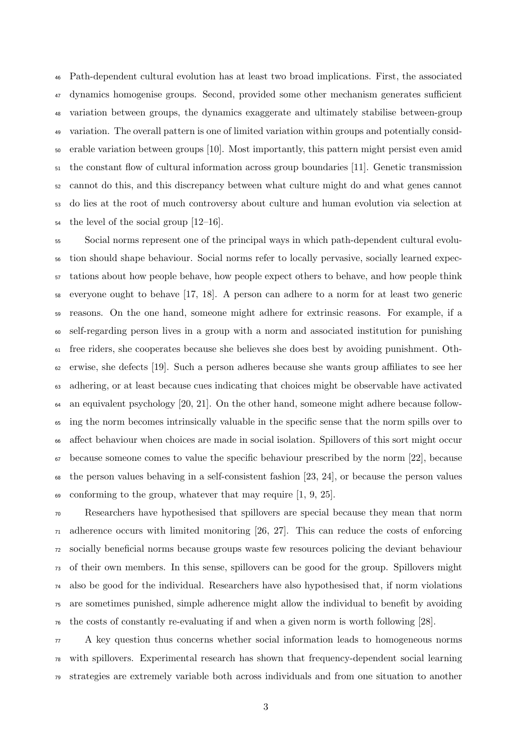Path-dependent cultural evolution has at least two broad implications. First, the associated dynamics homogenise groups. Second, provided some other mechanism generates sufficient variation between groups, the dynamics exaggerate and ultimately stabilise between-group variation. The overall pattern is one of limited variation within groups and potentially considerable variation between groups [10]. Most importantly, this pattern might persist even amid the constant flow of cultural information across group boundaries [11]. Genetic transmission cannot do this, and this discrepancy between what culture might do and what genes cannot do lies at the root of much controversy about culture and human evolution via selection at the level of the social group [12–16].

Social norms represent one of the principal ways in which path-dependent cultural evolution should shape behaviour. Social norms refer to locally pervasive, socially learned expectations about how people behave, how people expect others to behave, and how people think everyone ought to behave [17, 18]. A person can adhere to a norm for at least two generic reasons. On the one hand, someone might adhere for extrinsic reasons. For example, if a self-regarding person lives in a group with a norm and associated institution for punishing free riders, she cooperates because she believes she does best by avoiding punishment. Otherwise, she defects [19]. Such a person adheres because she wants group affiliates to see her adhering, or at least because cues indicating that choices might be observable have activated an equivalent psychology [20, 21]. On the other hand, someone might adhere because following the norm becomes intrinsically valuable in the specific sense that the norm spills over to affect behaviour when choices are made in social isolation. Spillovers of this sort might occur because someone comes to value the specific behaviour prescribed by the norm [22], because the person values behaving in a self-consistent fashion [23, 24], or because the person values conforming to the group, whatever that may require [1, 9, 25].

Researchers have hypothesised that spillovers are special because they mean that norm adherence occurs with limited monitoring [26, 27]. This can reduce the costs of enforcing socially beneficial norms because groups waste few resources policing the deviant behaviour of their own members. In this sense, spillovers can be good for the group. Spillovers might also be good for the individual. Researchers have also hypothesised that, if norm violations are sometimes punished, simple adherence might allow the individual to benefit by avoiding the costs of constantly re-evaluating if and when a given norm is worth following [28].

A key question thus concerns whether social information leads to homogeneous norms with spillovers. Experimental research has shown that frequency-dependent social learning strategies are extremely variable both across individuals and from one situation to another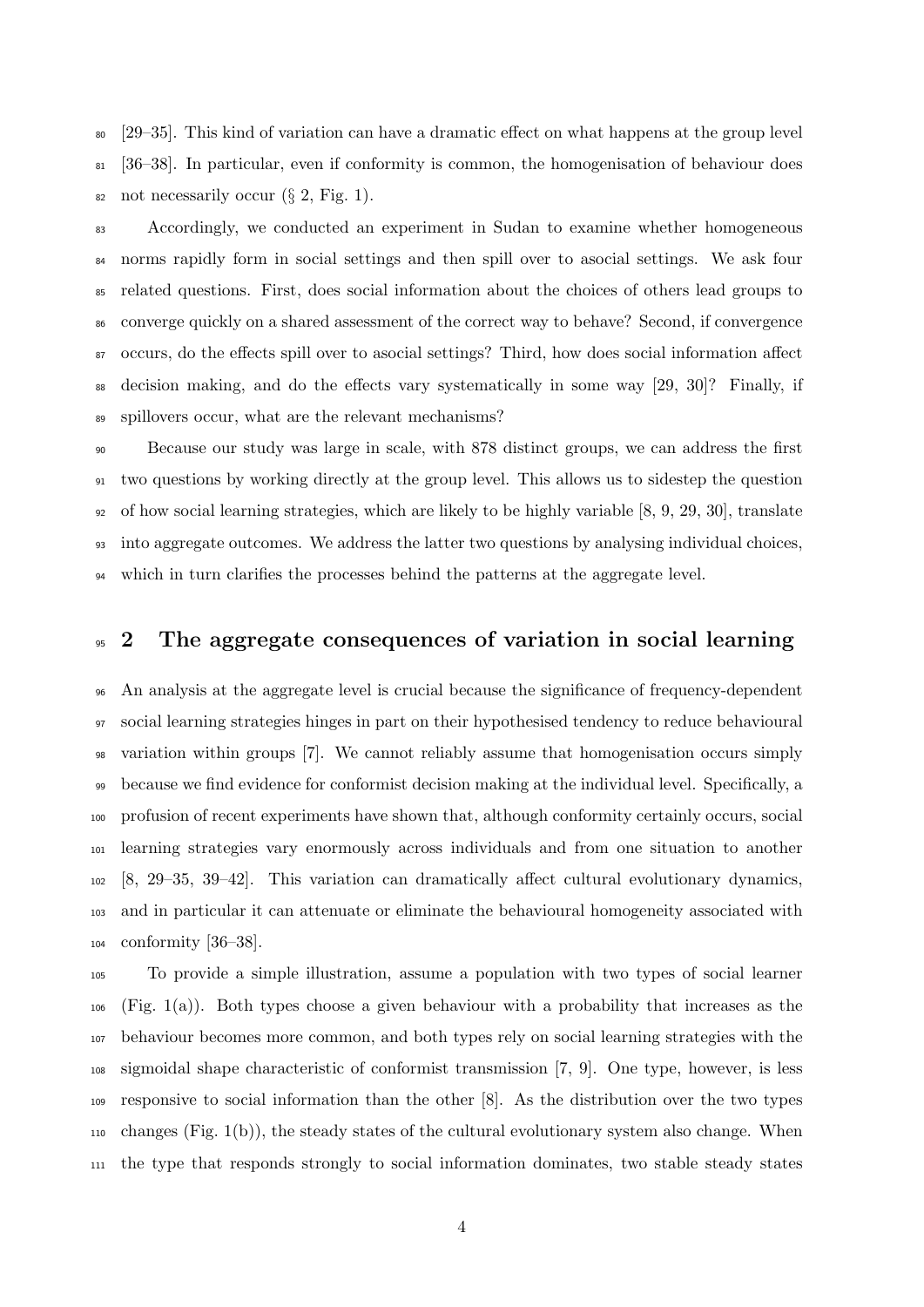[29–35]. This kind of variation can have a dramatic effect on what happens at the group level [36–38]. In particular, even if conformity is common, the homogenisation of behaviour does not necessarily occur (§ 2, Fig. 1).

Accordingly, we conducted an experiment in Sudan to examine whether homogeneous norms rapidly form in social settings and then spill over to asocial settings. We ask four related questions. First, does social information about the choices of others lead groups to converge quickly on a shared assessment of the correct way to behave? Second, if convergence occurs, do the effects spill over to asocial settings? Third, how does social information affect decision making, and do the effects vary systematically in some way [29, 30]? Finally, if spillovers occur, what are the relevant mechanisms?

Because our study was large in scale, with 878 distinct groups, we can address the first two questions by working directly at the group level. This allows us to sidestep the question of how social learning strategies, which are likely to be highly variable [8, 9, 29, 30], translate into aggregate outcomes. We address the latter two questions by analysing individual choices, which in turn clarifies the processes behind the patterns at the aggregate level.

## 2 The aggregate consequences of variation in social learning

An analysis at the aggregate level is crucial because the significance of frequency-dependent social learning strategies hinges in part on their hypothesised tendency to reduce behavioural variation within groups [7]. We cannot reliably assume that homogenisation occurs simply because we find evidence for conformist decision making at the individual level. Specifically, a profusion of recent experiments have shown that, although conformity certainly occurs, social learning strategies vary enormously across individuals and from one situation to another [8, 29–35, 39–42]. This variation can dramatically affect cultural evolutionary dynamics, and in particular it can attenuate or eliminate the behavioural homogeneity associated with conformity [36–38].

To provide a simple illustration, assume a population with two types of social learner (Fig. 1(a)). Both types choose a given behaviour with a probability that increases as the behaviour becomes more common, and both types rely on social learning strategies with the sigmoidal shape characteristic of conformist transmission [7, 9]. One type, however, is less responsive to social information than the other [8]. As the distribution over the two types changes (Fig. 1(b)), the steady states of the cultural evolutionary system also change. When the type that responds strongly to social information dominates, two stable steady states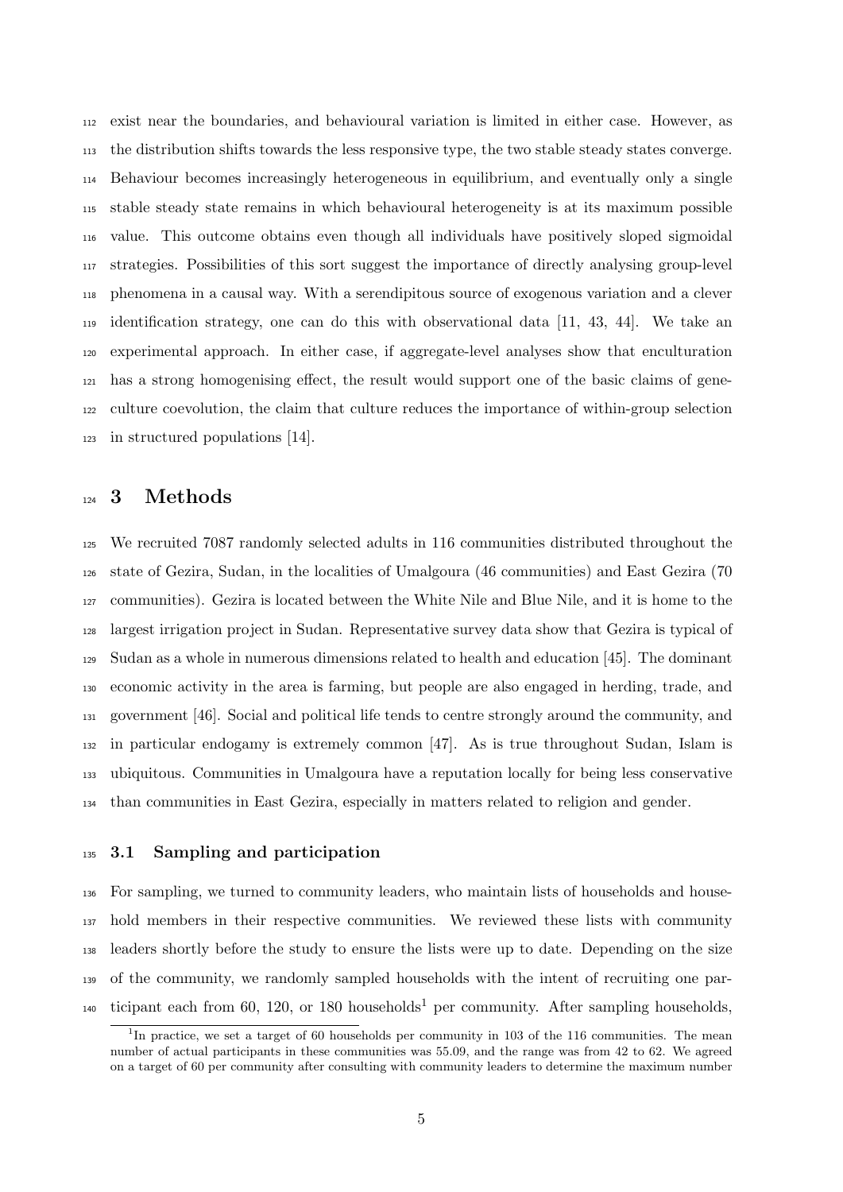exist near the boundaries, and behavioural variation is limited in either case. However, as the distribution shifts towards the less responsive type, the two stable steady states converge. Behaviour becomes increasingly heterogeneous in equilibrium, and eventually only a single stable steady state remains in which behavioural heterogeneity is at its maximum possible value. This outcome obtains even though all individuals have positively sloped sigmoidal strategies. Possibilities of this sort suggest the importance of directly analysing group-level phenomena in a causal way. With a serendipitous source of exogenous variation and a clever identification strategy, one can do this with observational data [11, 43, 44]. We take an experimental approach. In either case, if aggregate-level analyses show that enculturation has a strong homogenising effect, the result would support one of the basic claims of gene-culture coevolution, the claim that culture reduces the importance of within-group selection in structured populations [14].

# 3 Methods

We recruited 7087 randomly selected adults in 116 communities distributed throughout the state of Gezira, Sudan, in the localities of Umalgoura (46 communities) and East Gezira (70 communities). Gezira is located between the White Nile and Blue Nile, and it is home to the largest irrigation project in Sudan. Representative survey data show that Gezira is typical of Sudan as a whole in numerous dimensions related to health and education [45]. The dominant economic activity in the area is farming, but people are also engaged in herding, trade, and government [46]. Social and political life tends to centre strongly around the community, and in particular endogamy is extremely common [47]. As is true throughout Sudan, Islam is ubiquitous. Communities in Umalgoura have a reputation locally for being less conservative than communities in East Gezira, especially in matters related to religion and gender.

## 3.1 Sampling and participation

For sampling, we turned to community leaders, who maintain lists of households and household members in their respective communities. We reviewed these lists with community leaders shortly before the study to ensure the lists were up to date. Depending on the size of the community, we randomly sampled households with the intent of recruiting one participant each from 60, 120, or 180 households[1] per community. After sampling households,

[1] In practice, we set a target of 60 households per community in 103 of the 116 communities. The mean number of actual participants in these communities was 55.09, and the range was from 42 to 62. We agreed on a target of 60 per community after consulting with community leaders to determine the maximum number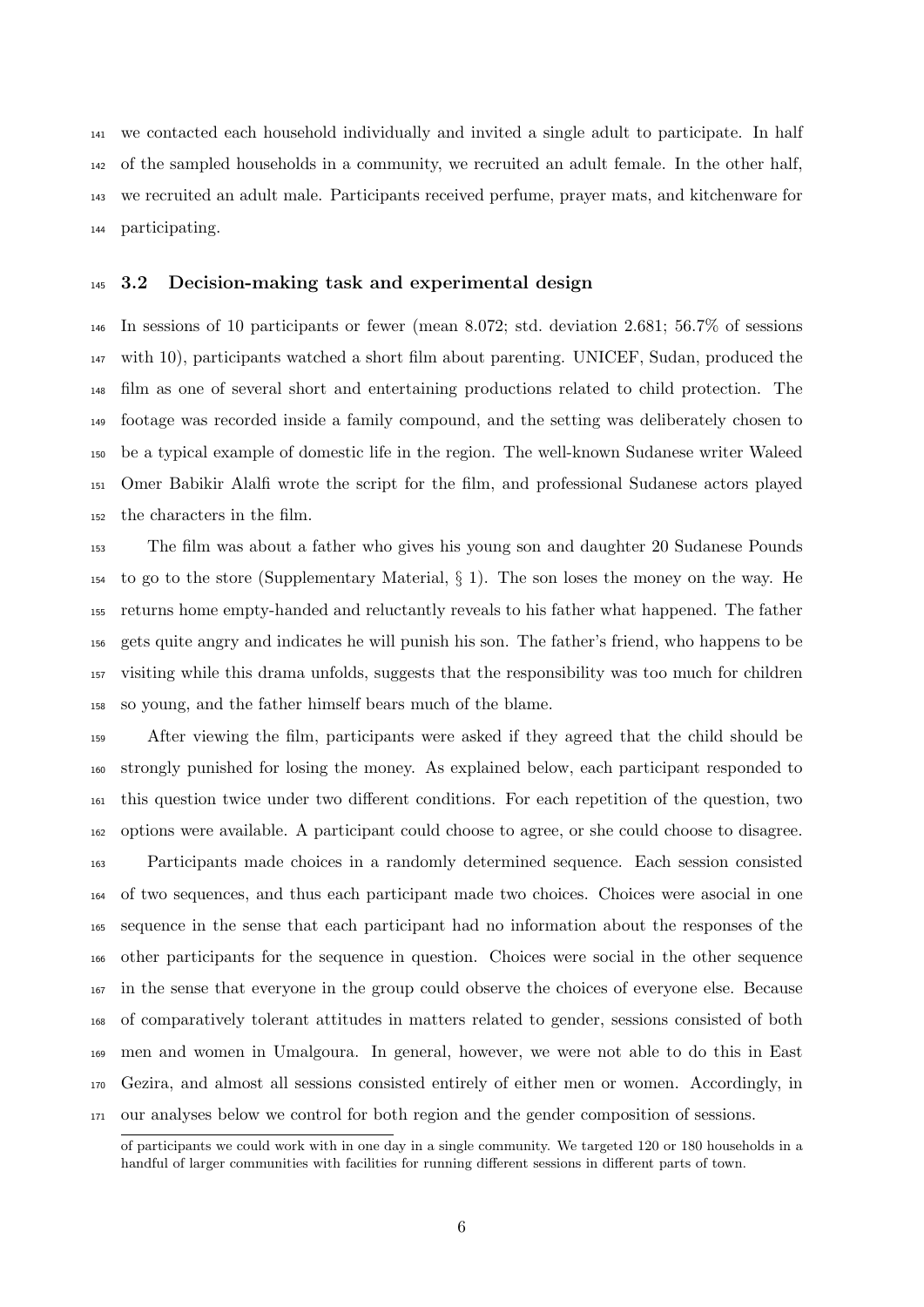we contacted each household individually and invited a single adult to participate. In half of the sampled households in a community, we recruited an adult female. In the other half, we recruited an adult male. Participants received perfume, prayer mats, and kitchenware for participating.

### 3.2 Decision-making task and experimental design

In sessions of 10 participants or fewer (mean 8.072; std. deviation 2.681; 56.7% of sessions with 10), participants watched a short film about parenting. UNICEF, Sudan, produced the film as one of several short and entertaining productions related to child protection. The footage was recorded inside a family compound, and the setting was deliberately chosen to be a typical example of domestic life in the region. The well-known Sudanese writer Waleed Omer Babikir Alalfi wrote the script for the film, and professional Sudanese actors played the characters in the film.

The film was about a father who gives his young son and daughter 20 Sudanese Pounds to go to the store (Supplementary Material, § 1). The son loses the money on the way. He returns home empty-handed and reluctantly reveals to his father what happened. The father gets quite angry and indicates he will punish his son. The father's friend, who happens to be visiting while this drama unfolds, suggests that the responsibility was too much for children so young, and the father himself bears much of the blame.

After viewing the film, participants were asked if they agreed that the child should be strongly punished for losing the money. As explained below, each participant responded to this question twice under two different conditions. For each repetition of the question, two options were available. A participant could choose to agree, or she could choose to disagree.

Participants made choices in a randomly determined sequence. Each session consisted of two sequences, and thus each participant made two choices. Choices were asocial in one sequence in the sense that each participant had no information about the responses of the other participants for the sequence in question. Choices were social in the other sequence in the sense that everyone in the group could observe the choices of everyone else. Because of comparatively tolerant attitudes in matters related to gender, sessions consisted of both men and women in Umalgoura. In general, however, we were not able to do this in East Gezira, and almost all sessions consisted entirely of either men or women. Accordingly, in our analyses below we control for both region and the gender composition of sessions.

of participants we could work with in one day in a single community. We targeted 120 or 180 households in a handful of larger communities with facilities for running different sessions in different parts of town.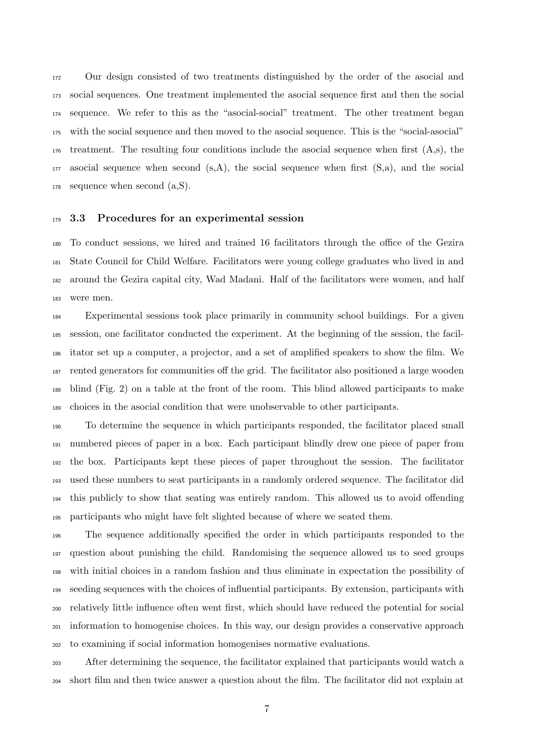Our design consisted of two treatments distinguished by the order of the asocial and social sequences. One treatment implemented the asocial sequence first and then the social sequence. We refer to this as the "asocial-social" treatment. The other treatment began with the social sequence and then moved to the asocial sequence. This is the "social-asocial" treatment. The resulting four conditions include the asocial sequence when first (A,s), the asocial sequence when second (s,A), the social sequence when first (S,a), and the social sequence when second (a,S).

### 3.3 Procedures for an experimental session

To conduct sessions, we hired and trained 16 facilitators through the office of the Gezira State Council for Child Welfare. Facilitators were young college graduates who lived in and around the Gezira capital city, Wad Madani. Half of the facilitators were women, and half were men.

Experimental sessions took place primarily in community school buildings. For a given session, one facilitator conducted the experiment. At the beginning of the session, the facilitator set up a computer, a projector, and a set of amplified speakers to show the film. We rented generators for communities off the grid. The facilitator also positioned a large wooden blind (Fig. 2) on a table at the front of the room. This blind allowed participants to make choices in the asocial condition that were unobservable to other participants.

To determine the sequence in which participants responded, the facilitator placed small numbered pieces of paper in a box. Each participant blindly drew one piece of paper from the box. Participants kept these pieces of paper throughout the session. The facilitator used these numbers to seat participants in a randomly ordered sequence. The facilitator did this publicly to show that seating was entirely random. This allowed us to avoid offending participants who might have felt slighted because of where we seated them.

The sequence additionally specified the order in which participants responded to the question about punishing the child. Randomising the sequence allowed us to seed groups with initial choices in a random fashion and thus eliminate in expectation the possibility of seeding sequences with the choices of influential participants. By extension, participants with relatively little influence often went first, which should have reduced the potential for social information to homogenise choices. In this way, our design provides a conservative approach to examining if social information homogenises normative evaluations.

After determining the sequence, the facilitator explained that participants would watch a short film and then twice answer a question about the film. The facilitator did not explain at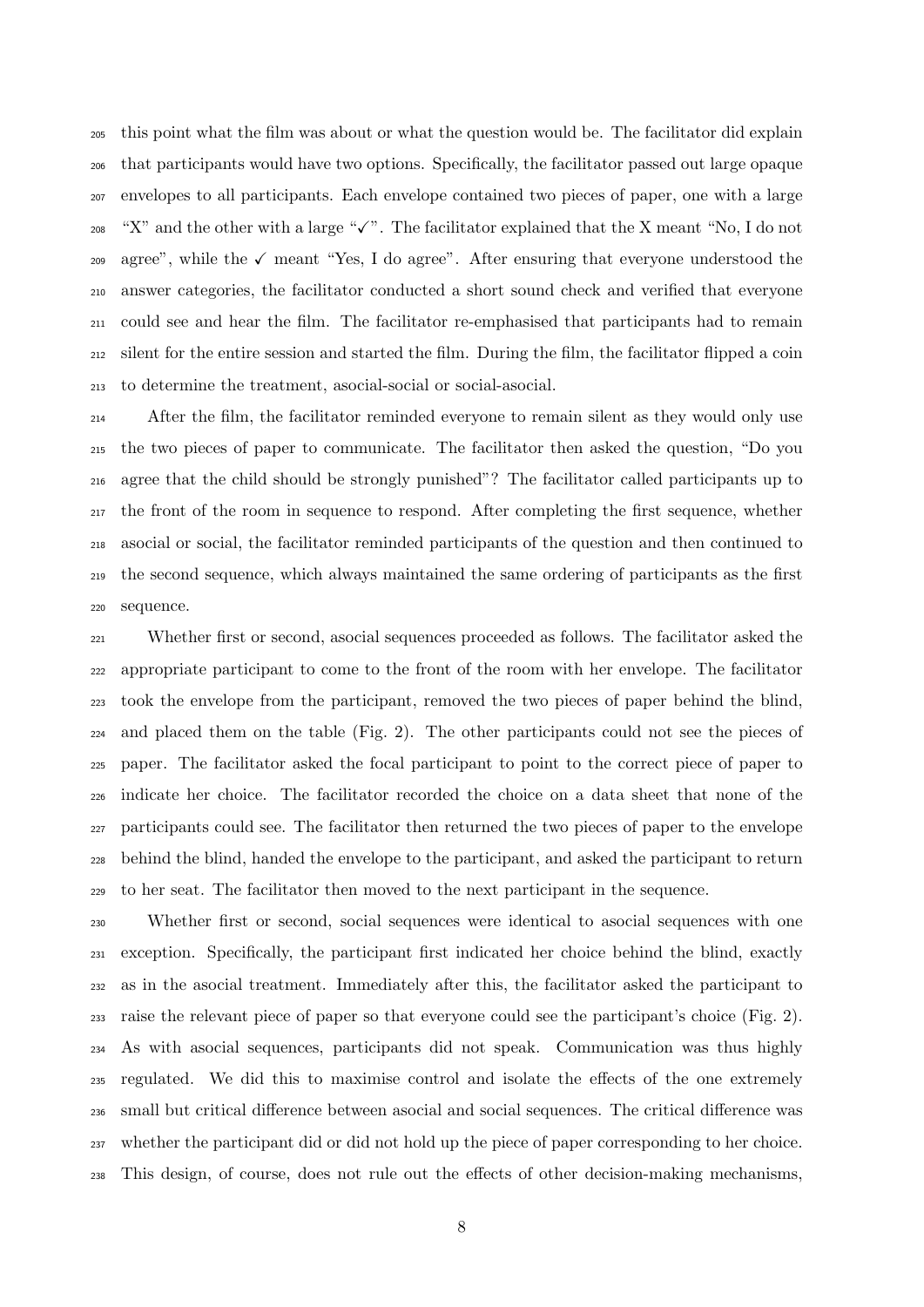this point what the film was about or what the question would be. The facilitator did explain that participants would have two options. Specifically, the facilitator passed out large opaque envelopes to all participants. Each envelope contained two pieces of paper, one with a large "X" and the other with a large "✓". The facilitator explained that the X meant "No, I do not agree", while the ✓ meant "Yes, I do agree". After ensuring that everyone understood the answer categories, the facilitator conducted a short sound check and verified that everyone could see and hear the film. The facilitator re-emphasised that participants had to remain silent for the entire session and started the film. During the film, the facilitator flipped a coin to determine the treatment, asocial-social or social-asocial.

After the film, the facilitator reminded everyone to remain silent as they would only use the two pieces of paper to communicate. The facilitator then asked the question, "Do you agree that the child should be strongly punished"? The facilitator called participants up to the front of the room in sequence to respond. After completing the first sequence, whether asocial or social, the facilitator reminded participants of the question and then continued to the second sequence, which always maintained the same ordering of participants as the first sequence.

Whether first or second, asocial sequences proceeded as follows. The facilitator asked the appropriate participant to come to the front of the room with her envelope. The facilitator took the envelope from the participant, removed the two pieces of paper behind the blind, and placed them on the table (Fig. 2). The other participants could not see the pieces of paper. The facilitator asked the focal participant to point to the correct piece of paper to indicate her choice. The facilitator recorded the choice on a data sheet that none of the participants could see. The facilitator then returned the two pieces of paper to the envelope behind the blind, handed the envelope to the participant, and asked the participant to return to her seat. The facilitator then moved to the next participant in the sequence.

Whether first or second, social sequences were identical to asocial sequences with one exception. Specifically, the participant first indicated her choice behind the blind, exactly as in the asocial treatment. Immediately after this, the facilitator asked the participant to raise the relevant piece of paper so that everyone could see the participant's choice (Fig. 2). As with asocial sequences, participants did not speak. Communication was thus highly regulated. We did this to maximise control and isolate the effects of the one extremely small but critical difference between asocial and social sequences. The critical difference was whether the participant did or did not hold up the piece of paper corresponding to her choice. This design, of course, does not rule out the effects of other decision-making mechanisms,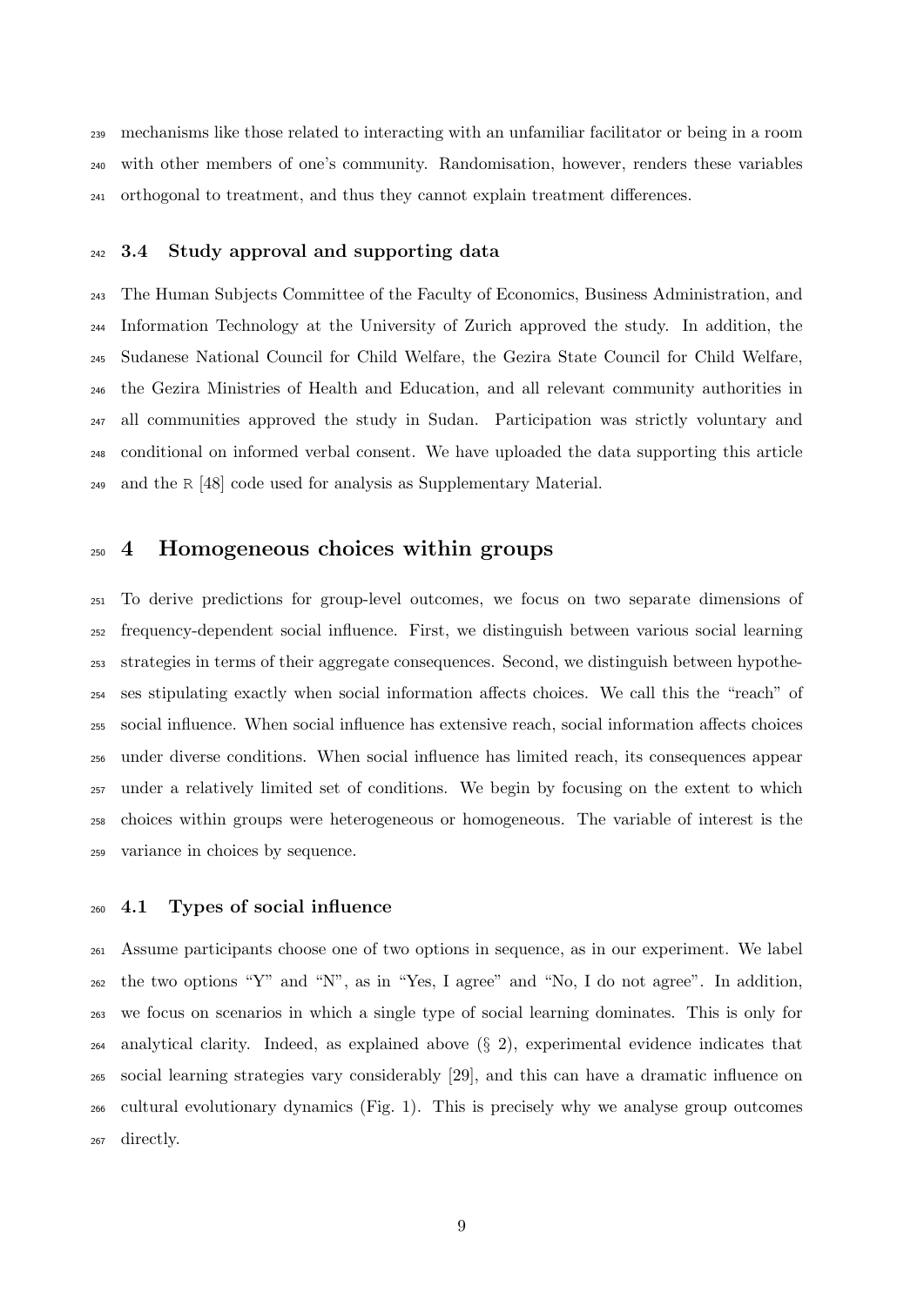mechanisms like those related to interacting with an unfamiliar facilitator or being in a room with other members of one's community. Randomisation, however, renders these variables orthogonal to treatment, and thus they cannot explain treatment differences.

### 3.4 Study approval and supporting data

The Human Subjects Committee of the Faculty of Economics, Business Administration, and Information Technology at the University of Zurich approved the study. In addition, the Sudanese National Council for Child Welfare, the Gezira State Council for Child Welfare, the Gezira Ministries of Health and Education, and all relevant community authorities in all communities approved the study in Sudan. Participation was strictly voluntary and conditional on informed verbal consent. We have uploaded the data supporting this article and the R [48] code used for analysis as Supplementary Material.

## 4 Homogeneous choices within groups

To derive predictions for group-level outcomes, we focus on two separate dimensions of frequency-dependent social influence. First, we distinguish between various social learning strategies in terms of their aggregate consequences. Second, we distinguish between hypotheses stipulating exactly when social information affects choices. We call this the "reach" of social influence. When social influence has extensive reach, social information affects choices under diverse conditions. When social influence has limited reach, its consequences appear under a relatively limited set of conditions. We begin by focusing on the extent to which choices within groups were heterogeneous or homogeneous. The variable of interest is the variance in choices by sequence.

### 4.1 Types of social influence

Assume participants choose one of two options in sequence, as in our experiment. We label the two options "Y" and "N", as in "Yes, I agree" and "No, I do not agree". In addition, we focus on scenarios in which a single type of social learning dominates. This is only for analytical clarity. Indeed, as explained above (§ 2), experimental evidence indicates that social learning strategies vary considerably [29], and this can have a dramatic influence on cultural evolutionary dynamics (Fig. 1). This is precisely why we analyse group outcomes directly.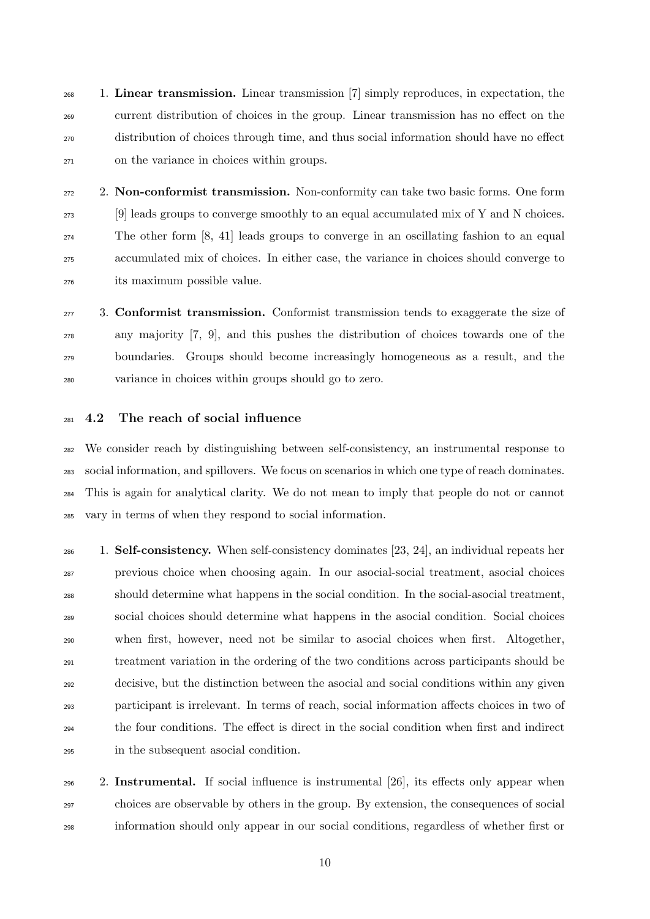1. **Linear transmission.** Linear transmission [7] simply reproduces, in expectation, the current distribution of choices in the group. Linear transmission has no effect on the distribution of choices through time, and thus social information should have no effect on the variance in choices within groups.

2. **Non-conformist transmission.** Non-conformity can take two basic forms. One form [9] leads groups to converge smoothly to an equal accumulated mix of Y and N choices. The other form [8, 41] leads groups to converge in an oscillating fashion to an equal accumulated mix of choices. In either case, the variance in choices should converge to its maximum possible value.

3. **Conformist transmission.** Conformist transmission tends to exaggerate the size of any majority [7, 9], and this pushes the distribution of choices towards one of the boundaries. Groups should become increasingly homogeneous as a result, and the variance in choices within groups should go to zero.

### 4.2 The reach of social influence

We consider reach by distinguishing between self-consistency, an instrumental response to social information, and spillovers. We focus on scenarios in which one type of reach dominates. This is again for analytical clarity. We do not mean to imply that people do not or cannot vary in terms of when they respond to social information.

1. **Self-consistency.** When self-consistency dominates [23, 24], an individual repeats her previous choice when choosing again. In our asocial-social treatment, asocial choices should determine what happens in the social condition. In the social-asocial treatment, social choices should determine what happens in the asocial condition. Social choices when first, however, need not be similar to asocial choices when first. Altogether, treatment variation in the ordering of the two conditions across participants should be decisive, but the distinction between the asocial and social conditions within any given participant is irrelevant. In terms of reach, social information affects choices in two of the four conditions. The effect is direct in the social condition when first and indirect in the subsequent asocial condition.

2. **Instrumental.** If social influence is instrumental [26], its effects only appear when choices are observable by others in the group. By extension, the consequences of social information should only appear in our social conditions, regardless of whether first or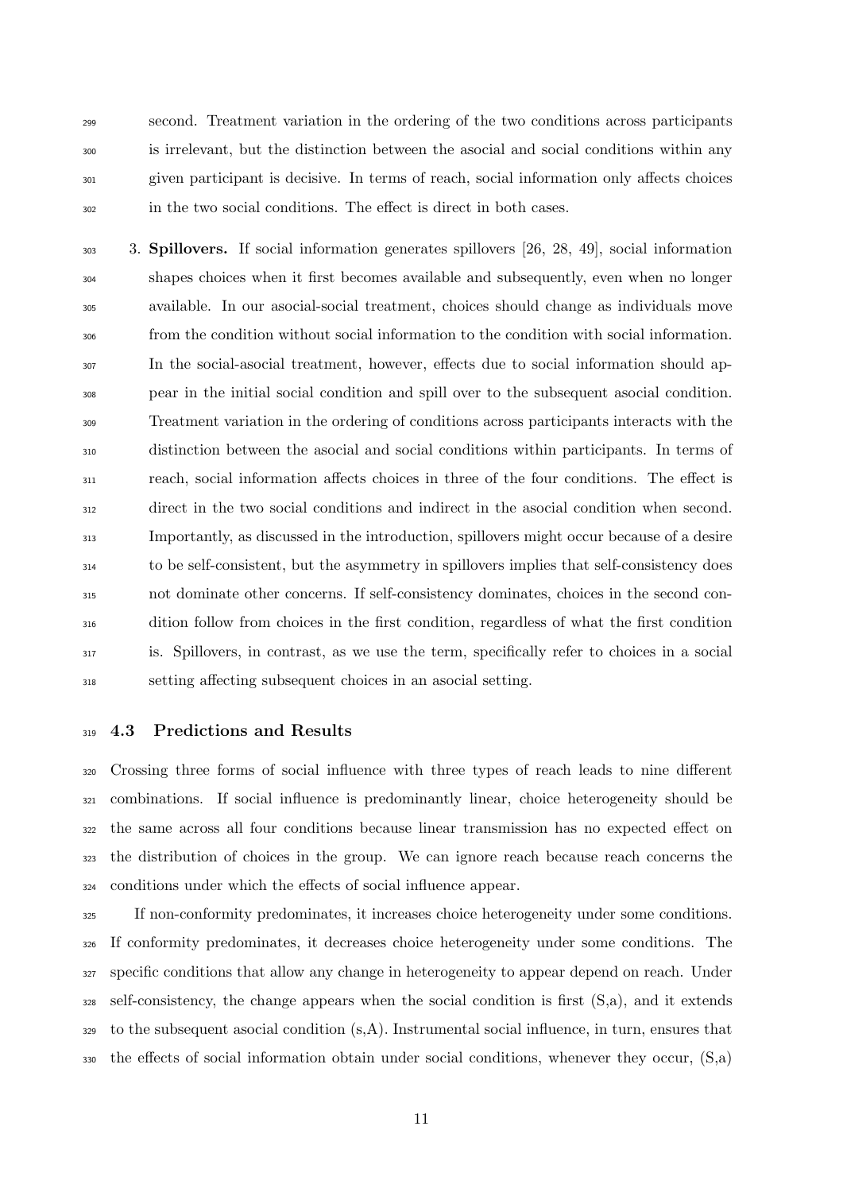second. Treatment variation in the ordering of the two conditions across participants is irrelevant, but the distinction between the asocial and social conditions within any given participant is decisive. In terms of reach, social information only affects choices in the two social conditions. The effect is direct in both cases.

3. **Spillovers.** If social information generates spillovers [26, 28, 49], social information shapes choices when it first becomes available and subsequently, even when no longer available. In our asocial-social treatment, choices should change as individuals move from the condition without social information to the condition with social information. In the social-asocial treatment, however, effects due to social information should appear in the initial social condition and spill over to the subsequent asocial condition. Treatment variation in the ordering of conditions across participants interacts with the distinction between the asocial and social conditions within participants. In terms of reach, social information affects choices in three of the four conditions. The effect is direct in the two social conditions and indirect in the asocial condition when second. Importantly, as discussed in the introduction, spillovers might occur because of a desire to be self-consistent, but the asymmetry in spillovers implies that self-consistency does not dominate other concerns. If self-consistency dominates, choices in the second condition follow from choices in the first condition, regardless of what the first condition is. Spillovers, in contrast, as we use the term, specifically refer to choices in a social setting affecting subsequent choices in an asocial setting.

### 4.3 Predictions and Results

Crossing three forms of social influence with three types of reach leads to nine different combinations. If social influence is predominantly linear, choice heterogeneity should be the same across all four conditions because linear transmission has no expected effect on the distribution of choices in the group. We can ignore reach because reach concerns the conditions under which the effects of social influence appear.

If non-conformity predominates, it increases choice heterogeneity under some conditions. If conformity predominates, it decreases choice heterogeneity under some conditions. The specific conditions that allow any change in heterogeneity to appear depend on reach. Under self-consistency, the change appears when the social condition is first (S,a), and it extends to the subsequent asocial condition (s,A). Instrumental social influence, in turn, ensures that the effects of social information obtain under social conditions, whenever they occur, (S,a)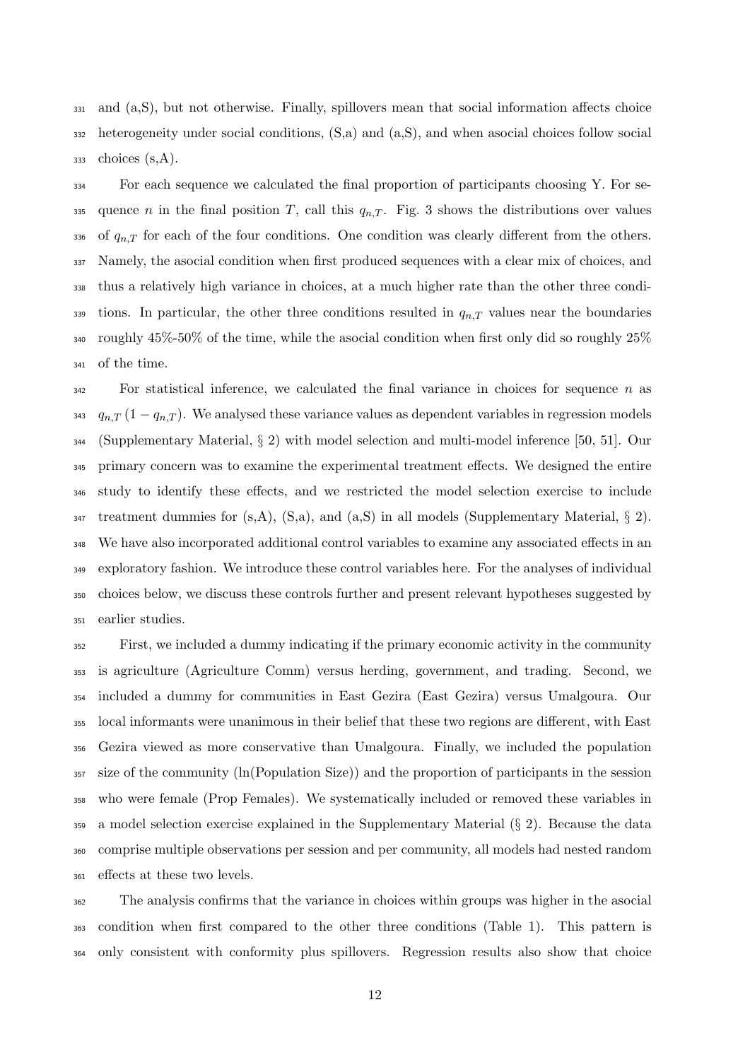and (a,S), but not otherwise. Finally, spillovers mean that social information affects choice heterogeneity under social conditions, (S,a) and (a,S), and when asocial choices follow social choices (s,A).

For each sequence we calculated the final proportion of participants choosing Y. For sequence $n$ in the final position $T$, call this $q_{n,T}$. Fig. 3 shows the distributions over values of $q_{n,T}$ for each of the four conditions. One condition was clearly different from the others. Namely, the asocial condition when first produced sequences with a clear mix of choices, and thus a relatively high variance in choices, at a much higher rate than the other three conditions. In particular, the other three conditions resulted in $q_{n,T}$ values near the boundaries roughly 45%-50% of the time, while the asocial condition when first only did so roughly 25% of the time.

For statistical inference, we calculated the final variance in choices for sequence $n$ as $q_{n,T}(1 - q_{n,T})$. We analysed these variance values as dependent variables in regression models (Supplementary Material, § 2) with model selection and multi-model inference [50, 51]. Our primary concern was to examine the experimental treatment effects. We designed the entire study to identify these effects, and we restricted the model selection exercise to include treatment dummies for (s,A), (S,a), and (a,S) in all models (Supplementary Material, § 2). We have also incorporated additional control variables to examine any associated effects in an exploratory fashion. We introduce these control variables here. For the analyses of individual choices below, we discuss these controls further and present relevant hypotheses suggested by earlier studies.

First, we included a dummy indicating if the primary economic activity in the community is agriculture (Agriculture Comm) versus herding, government, and trading. Second, we included a dummy for communities in East Gezira (East Gezira) versus Umalgoura. Our local informants were unanimous in their belief that these two regions are different, with East Gezira viewed as more conservative than Umalgoura. Finally, we included the population size of the community (ln(Population Size)) and the proportion of participants in the session who were female (Prop Females). We systematically included or removed these variables in a model selection exercise explained in the Supplementary Material (§ 2). Because the data comprise multiple observations per session and per community, all models had nested random effects at these two levels.

The analysis confirms that the variance in choices within groups was higher in the asocial condition when first compared to the other three conditions (Table 1). This pattern is only consistent with conformity plus spillovers. Regression results also show that choice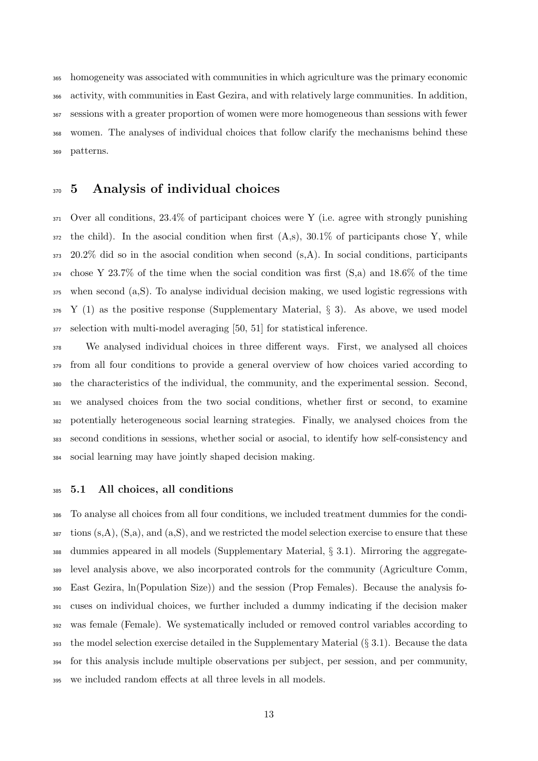homogeneity was associated with communities in which agriculture was the primary economic activity, with communities in East Gezira, and with relatively large communities. In addition, sessions with a greater proportion of women were more homogeneous than sessions with fewer women. The analyses of individual choices that follow clarify the mechanisms behind these patterns.

# 5 Analysis of individual choices

Over all conditions, 23.4% of participant choices were Y (i.e. agree with strongly punishing the child). In the asocial condition when first (A,s), 30.1% of participants chose Y, while 20.2% did so in the asocial condition when second (s,A). In social conditions, participants chose Y 23.7% of the time when the social condition was first (S,a) and 18.6% of the time when second (a,S). To analyse individual decision making, we used logistic regressions with Y (1) as the positive response (Supplementary Material, § 3). As above, we used model selection with multi-model averaging [50, 51] for statistical inference.

We analysed individual choices in three different ways. First, we analysed all choices from all four conditions to provide a general overview of how choices varied according to the characteristics of the individual, the community, and the experimental session. Second, we analysed choices from the two social conditions, whether first or second, to examine potentially heterogeneous social learning strategies. Finally, we analysed choices from the second conditions in sessions, whether social or asocial, to identify how self-consistency and social learning may have jointly shaped decision making.

## 5.1 All choices, all conditions

To analyse all choices from all four conditions, we included treatment dummies for the conditions (s,A), (S,a), and (a,S), and we restricted the model selection exercise to ensure that these dummies appeared in all models (Supplementary Material, § 3.1). Mirroring the aggregate-level analysis above, we also incorporated controls for the community (Agriculture Comm, East Gezira, ln(Population Size)) and the session (Prop Females). Because the analysis focuses on individual choices, we further included a dummy indicating if the decision maker was female (Female). We systematically included or removed control variables according to the model selection exercise detailed in the Supplementary Material (§ 3.1). Because the data for this analysis include multiple observations per subject, per session, and per community, we included random effects at all three levels in all models.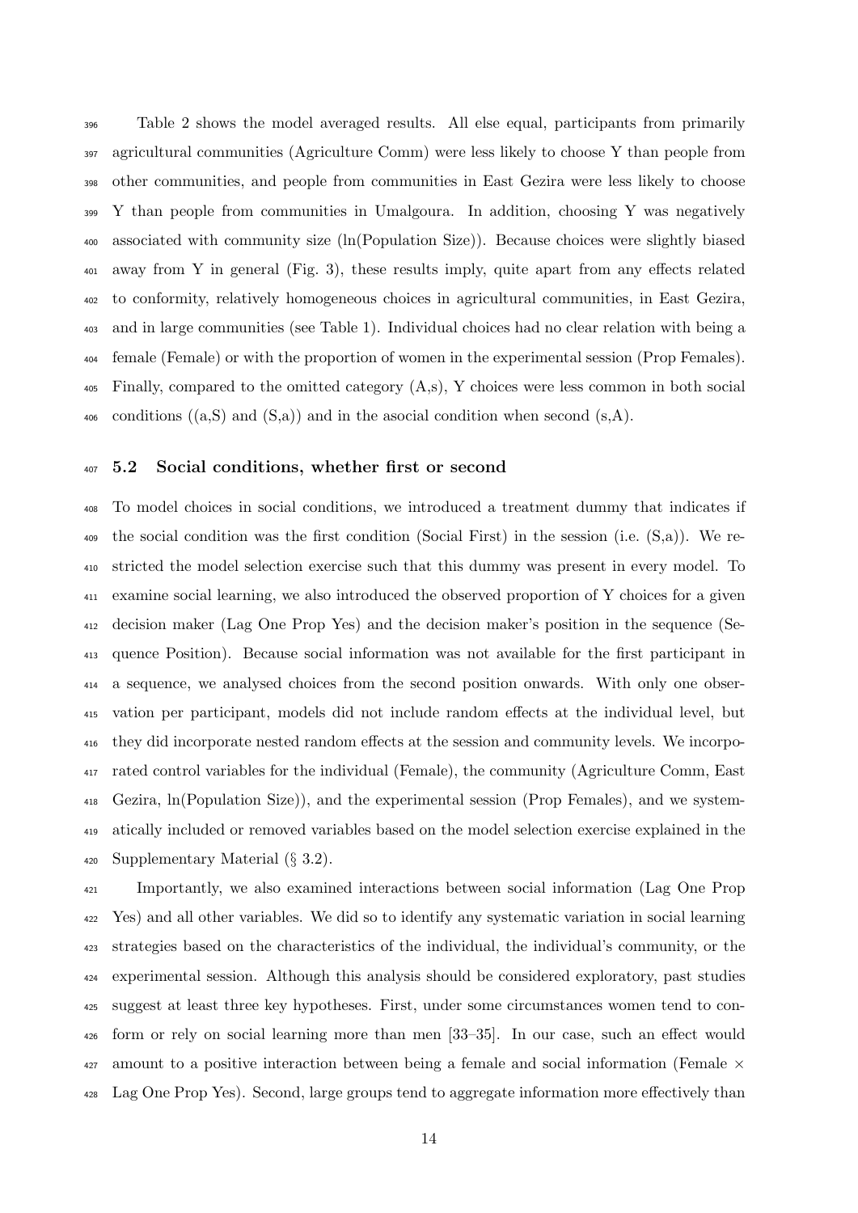Table 2 shows the model averaged results. All else equal, participants from primarily agricultural communities (Agriculture Comm) were less likely to choose Y than people from other communities, and people from communities in East Gezira were less likely to choose Y than people from communities in Umalgoura. In addition, choosing Y was negatively associated with community size (ln(Population Size)). Because choices were slightly biased away from Y in general (Fig. 3), these results imply, quite apart from any effects related to conformity, relatively homogeneous choices in agricultural communities, in East Gezira, and in large communities (see Table 1). Individual choices had no clear relation with being a female (Female) or with the proportion of women in the experimental session (Prop Females). Finally, compared to the omitted category (A,s), Y choices were less common in both social conditions ((a,S) and (S,a)) and in the asocial condition when second (s,A).

## 5.2 Social conditions, whether first or second

To model choices in social conditions, we introduced a treatment dummy that indicates if the social condition was the first condition (Social First) in the session (i.e. (S,a)). We restricted the model selection exercise such that this dummy was present in every model. To examine social learning, we also introduced the observed proportion of Y choices for a given decision maker (Lag One Prop Yes) and the decision maker's position in the sequence (Sequence Position). Because social information was not available for the first participant in a sequence, we analysed choices from the second position onwards. With only one observation per participant, models did not include random effects at the individual level, but they did incorporate nested random effects at the session and community levels. We incorporated control variables for the individual (Female), the community (Agriculture Comm, East Gezira, ln(Population Size)), and the experimental session (Prop Females), and we systematically included or removed variables based on the model selection exercise explained in the Supplementary Material (§ 3.2).

Importantly, we also examined interactions between social information (Lag One Prop Yes) and all other variables. We did so to identify any systematic variation in social learning strategies based on the characteristics of the individual, the individual's community, or the experimental session. Although this analysis should be considered exploratory, past studies suggest at least three key hypotheses. First, under some circumstances women tend to conform or rely on social learning more than men [33–35]. In our case, such an effect would amount to a positive interaction between being a female and social information (Female $\times$ Lag One Prop Yes). Second, large groups tend to aggregate information more effectively than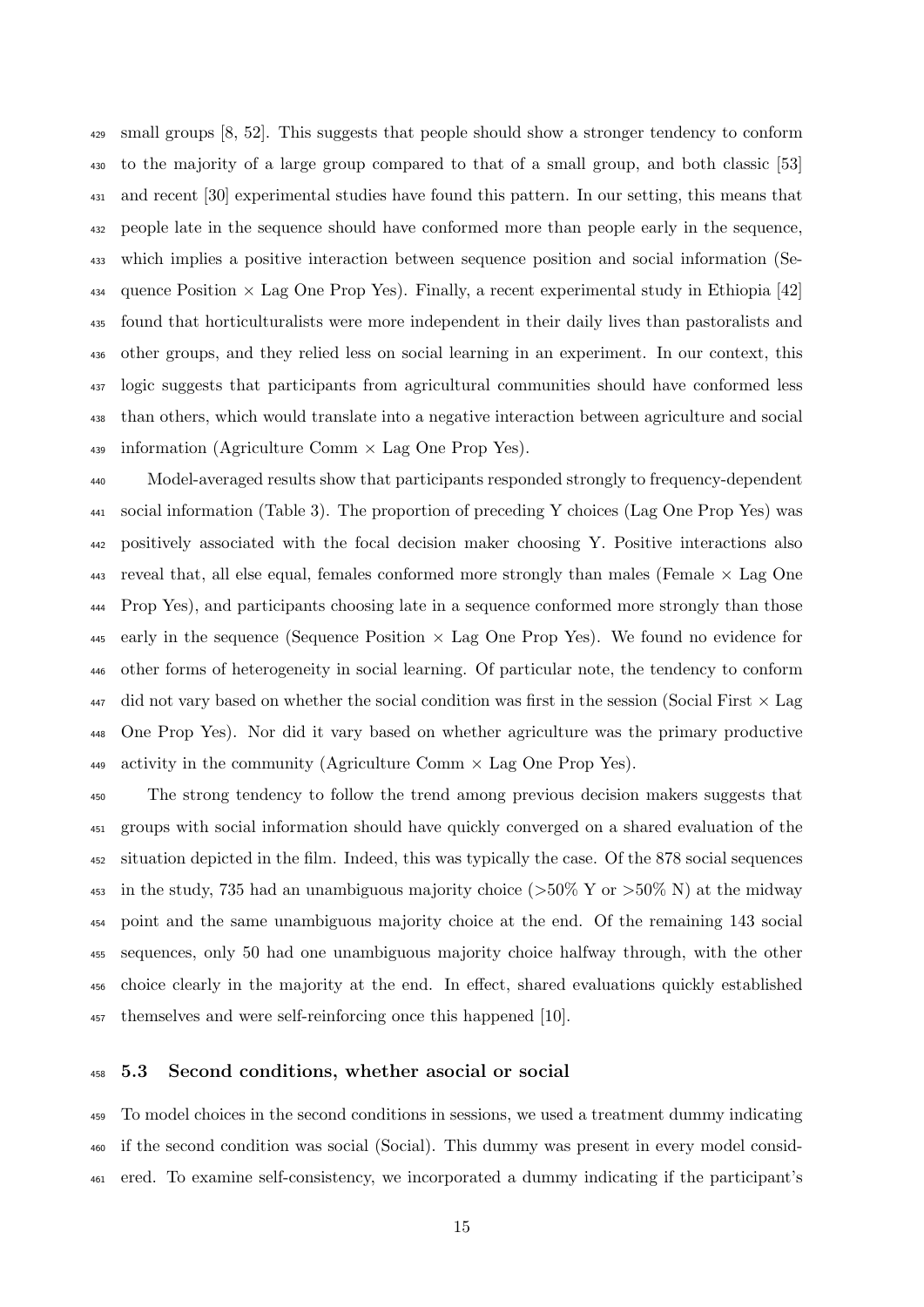small groups [8, 52]. This suggests that people should show a stronger tendency to conform to the majority of a large group compared to that of a small group, and both classic [53] and recent [30] experimental studies have found this pattern. In our setting, this means that people late in the sequence should have conformed more than people early in the sequence, which implies a positive interaction between sequence position and social information (Sequence Position $\times$ Lag One Prop Yes). Finally, a recent experimental study in Ethiopia [42] found that horticulturalists were more independent in their daily lives than pastoralists and other groups, and they relied less on social learning in an experiment. In our context, this logic suggests that participants from agricultural communities should have conformed less than others, which would translate into a negative interaction between agriculture and social information (Agriculture Comm $\times$ Lag One Prop Yes).

Model-averaged results show that participants responded strongly to frequency-dependent social information (Table 3). The proportion of preceding Y choices (Lag One Prop Yes) was positively associated with the focal decision maker choosing Y. Positive interactions also reveal that, all else equal, females conformed more strongly than males (Female $\times$ Lag One Prop Yes), and participants choosing late in a sequence conformed more strongly than those early in the sequence (Sequence Position $\times$ Lag One Prop Yes). We found no evidence for other forms of heterogeneity in social learning. Of particular note, the tendency to conform did not vary based on whether the social condition was first in the session (Social First $\times$ Lag One Prop Yes). Nor did it vary based on whether agriculture was the primary productive activity in the community (Agriculture Comm $\times$ Lag One Prop Yes).

The strong tendency to follow the trend among previous decision makers suggests that groups with social information should have quickly converged on a shared evaluation of the situation depicted in the film. Indeed, this was typically the case. Of the 878 social sequences in the study, 735 had an unambiguous majority choice ($>$50% Y or $>$50% N) at the midway point and the same unambiguous majority choice at the end. Of the remaining 143 social sequences, only 50 had one unambiguous majority choice halfway through, with the other choice clearly in the majority at the end. In effect, shared evaluations quickly established themselves and were self-reinforcing once this happened [10].

### 5.3 Second conditions, whether asocial or social

To model choices in the second conditions in sessions, we used a treatment dummy indicating if the second condition was social (Social). This dummy was present in every model considered. To examine self-consistency, we incorporated a dummy indicating if the participant's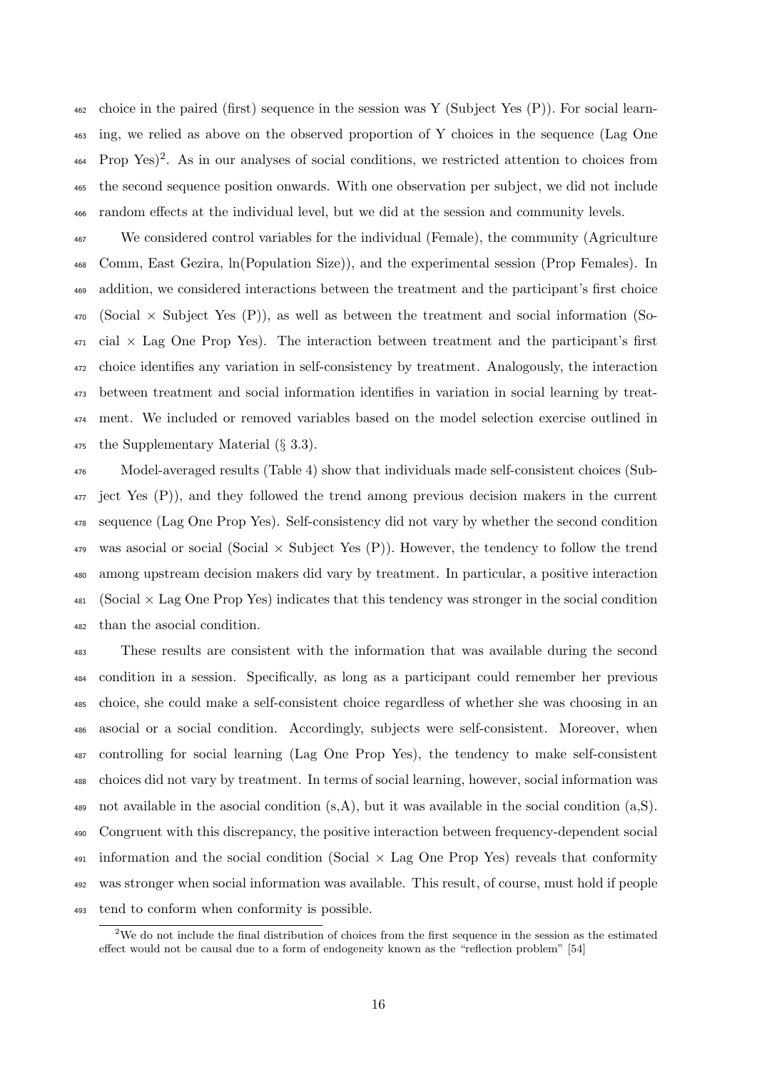choice in the paired (first) sequence in the session was Y (Subject Yes (P)). For social learning, we relied as above on the observed proportion of Y choices in the sequence (Lag One Prop Yes)[2]. As in our analyses of social conditions, we restricted attention to choices from the second sequence position onwards. With one observation per subject, we did not include random effects at the individual level, but we did at the session and community levels.

We considered control variables for the individual (Female), the community (Agriculture Comm, East Gezira, ln(Population Size)), and the experimental session (Prop Females). In addition, we considered interactions between the treatment and the participant's first choice (Social $\times$ Subject Yes (P)), as well as between the treatment and social information (Social $\times$ Lag One Prop Yes). The interaction between treatment and the participant's first choice identifies any variation in self-consistency by treatment. Analogously, the interaction between treatment and social information identifies in variation in social learning by treatment. We included or removed variables based on the model selection exercise outlined in the Supplementary Material (§ 3.3).

Model-averaged results (Table 4) show that individuals made self-consistent choices (Subject Yes (P)), and they followed the trend among previous decision makers in the current sequence (Lag One Prop Yes). Self-consistency did not vary by whether the second condition was asocial or social (Social $\times$ Subject Yes (P)). However, the tendency to follow the trend among upstream decision makers did vary by treatment. In particular, a positive interaction (Social $\times$ Lag One Prop Yes) indicates that this tendency was stronger in the social condition than the asocial condition.

These results are consistent with the information that was available during the second condition in a session. Specifically, as long as a participant could remember her previous choice, she could make a self-consistent choice regardless of whether she was choosing in an asocial or a social condition. Accordingly, subjects were self-consistent. Moreover, when controlling for social learning (Lag One Prop Yes), the tendency to make self-consistent choices did not vary by treatment. In terms of social learning, however, social information was not available in the asocial condition (s,A), but it was available in the social condition (a,S). Congruent with this discrepancy, the positive interaction between frequency-dependent social information and the social condition (Social $\times$ Lag One Prop Yes) reveals that conformity was stronger when social information was available. This result, of course, must hold if people tend to conform when conformity is possible.

[2] We do not include the final distribution of choices from the first sequence in the session as the estimated effect would not be causal due to a form of endogeneity known as the "reflection problem" [54]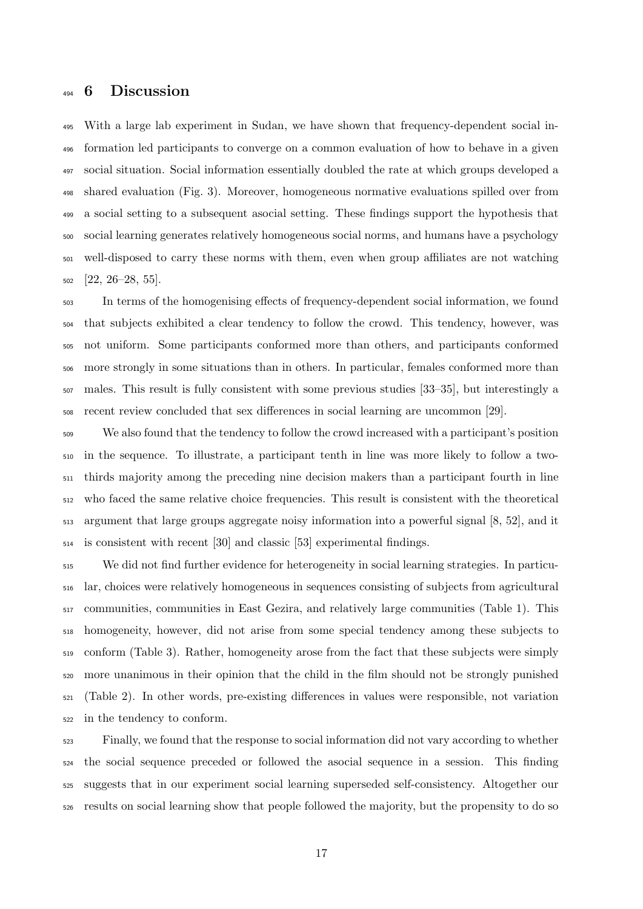# 6 Discussion

With a large lab experiment in Sudan, we have shown that frequency-dependent social information led participants to converge on a common evaluation of how to behave in a given social situation. Social information essentially doubled the rate at which groups developed a shared evaluation (Fig. 3). Moreover, homogeneous normative evaluations spilled over from a social setting to a subsequent asocial setting. These findings support the hypothesis that social learning generates relatively homogeneous social norms, and humans have a psychology well-disposed to carry these norms with them, even when group affiliates are not watching [22, 26–28, 55].

In terms of the homogenising effects of frequency-dependent social information, we found that subjects exhibited a clear tendency to follow the crowd. This tendency, however, was not uniform. Some participants conformed more than others, and participants conformed more strongly in some situations than in others. In particular, females conformed more than males. This result is fully consistent with some previous studies [33–35], but interestingly a recent review concluded that sex differences in social learning are uncommon [29].

We also found that the tendency to follow the crowd increased with a participant's position in the sequence. To illustrate, a participant tenth in line was more likely to follow a two-thirds majority among the preceding nine decision makers than a participant fourth in line who faced the same relative choice frequencies. This result is consistent with the theoretical argument that large groups aggregate noisy information into a powerful signal [8, 52], and it is consistent with recent [30] and classic [53] experimental findings.

We did not find further evidence for heterogeneity in social learning strategies. In particular, choices were relatively homogeneous in sequences consisting of subjects from agricultural communities, communities in East Gezira, and relatively large communities (Table 1). This homogeneity, however, did not arise from some special tendency among these subjects to conform (Table 3). Rather, homogeneity arose from the fact that these subjects were simply more unanimous in their opinion that the child in the film should not be strongly punished (Table 2). In other words, pre-existing differences in values were responsible, not variation in the tendency to conform.

Finally, we found that the response to social information did not vary according to whether the social sequence preceded or followed the asocial sequence in a session. This finding suggests that in our experiment social learning superseded self-consistency. Altogether our results on social learning show that people followed the majority, but the propensity to do so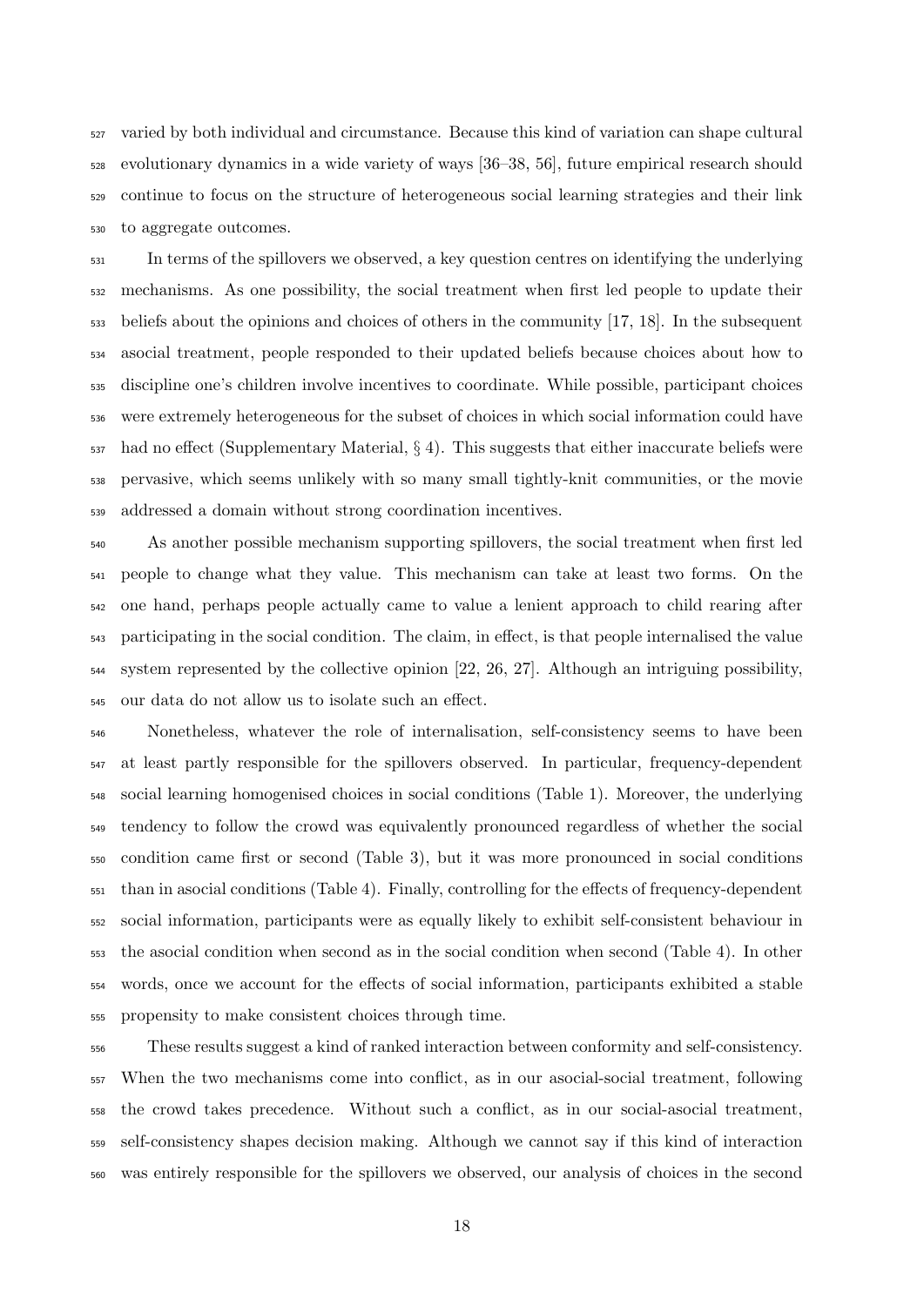varied by both individual and circumstance. Because this kind of variation can shape cultural evolutionary dynamics in a wide variety of ways [36–38, 56], future empirical research should continue to focus on the structure of heterogeneous social learning strategies and their link to aggregate outcomes.

In terms of the spillovers we observed, a key question centres on identifying the underlying mechanisms. As one possibility, the social treatment when first led people to update their beliefs about the opinions and choices of others in the community [17, 18]. In the subsequent asocial treatment, people responded to their updated beliefs because choices about how to discipline one's children involve incentives to coordinate. While possible, participant choices were extremely heterogeneous for the subset of choices in which social information could have had no effect (Supplementary Material, § 4). This suggests that either inaccurate beliefs were pervasive, which seems unlikely with so many small tightly-knit communities, or the movie addressed a domain without strong coordination incentives.

As another possible mechanism supporting spillovers, the social treatment when first led people to change what they value. This mechanism can take at least two forms. On the one hand, perhaps people actually came to value a lenient approach to child rearing after participating in the social condition. The claim, in effect, is that people internalised the value system represented by the collective opinion [22, 26, 27]. Although an intriguing possibility, our data do not allow us to isolate such an effect.

Nonetheless, whatever the role of internalisation, self-consistency seems to have been at least partly responsible for the spillovers observed. In particular, frequency-dependent social learning homogenised choices in social conditions (Table 1). Moreover, the underlying tendency to follow the crowd was equivalently pronounced regardless of whether the social condition came first or second (Table 3), but it was more pronounced in social conditions than in asocial conditions (Table 4). Finally, controlling for the effects of frequency-dependent social information, participants were as equally likely to exhibit self-consistent behaviour in the asocial condition when second as in the social condition when second (Table 4). In other words, once we account for the effects of social information, participants exhibited a stable propensity to make consistent choices through time.

These results suggest a kind of ranked interaction between conformity and self-consistency. When the two mechanisms come into conflict, as in our asocial-social treatment, following the crowd takes precedence. Without such a conflict, as in our social-asocial treatment, self-consistency shapes decision making. Although we cannot say if this kind of interaction was entirely responsible for the spillovers we observed, our analysis of choices in the second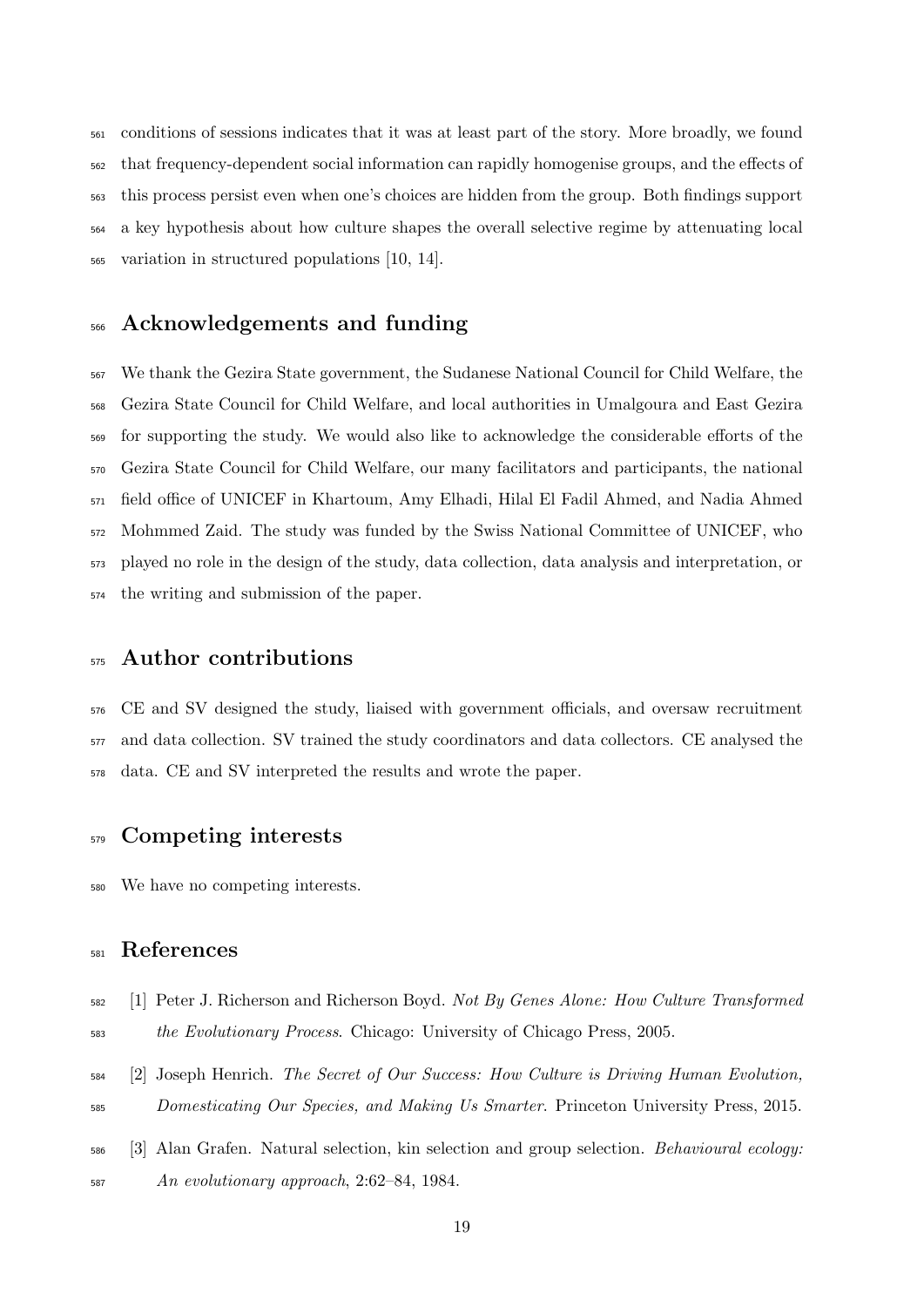conditions of sessions indicates that it was at least part of the story. More broadly, we found that frequency-dependent social information can rapidly homogenise groups, and the effects of this process persist even when one's choices are hidden from the group. Both findings support a key hypothesis about how culture shapes the overall selective regime by attenuating local variation in structured populations [10, 14].

# Acknowledgements and funding

We thank the Gezira State government, the Sudanese National Council for Child Welfare, the Gezira State Council for Child Welfare, and local authorities in Umalgoura and East Gezira for supporting the study. We would also like to acknowledge the considerable efforts of the Gezira State Council for Child Welfare, our many facilitators and participants, the national field office of UNICEF in Khartoum, Amy Elhadi, Hilal El Fadil Ahmed, and Nadia Ahmed Mohmmed Zaid. The study was funded by the Swiss National Committee of UNICEF, who played no role in the design of the study, data collection, data analysis and interpretation, or the writing and submission of the paper.

# Author contributions

CE and SV designed the study, liaised with government officials, and oversaw recruitment and data collection. SV trained the study coordinators and data collectors. CE analysed the data. CE and SV interpreted the results and wrote the paper.

# Competing interests

We have no competing interests.

# References

[1] Peter J. Richerson and Richerson Boyd. *Not By Genes Alone: How Culture Transformed the Evolutionary Process*. Chicago: University of Chicago Press, 2005.

[2] Joseph Henrich. *The Secret of Our Success: How Culture is Driving Human Evolution, Domesticating Our Species, and Making Us Smarter*. Princeton University Press, 2015.

[3] Alan Grafen. Natural selection, kin selection and group selection. *Behavioural ecology: An evolutionary approach*, 2:62–84, 1984.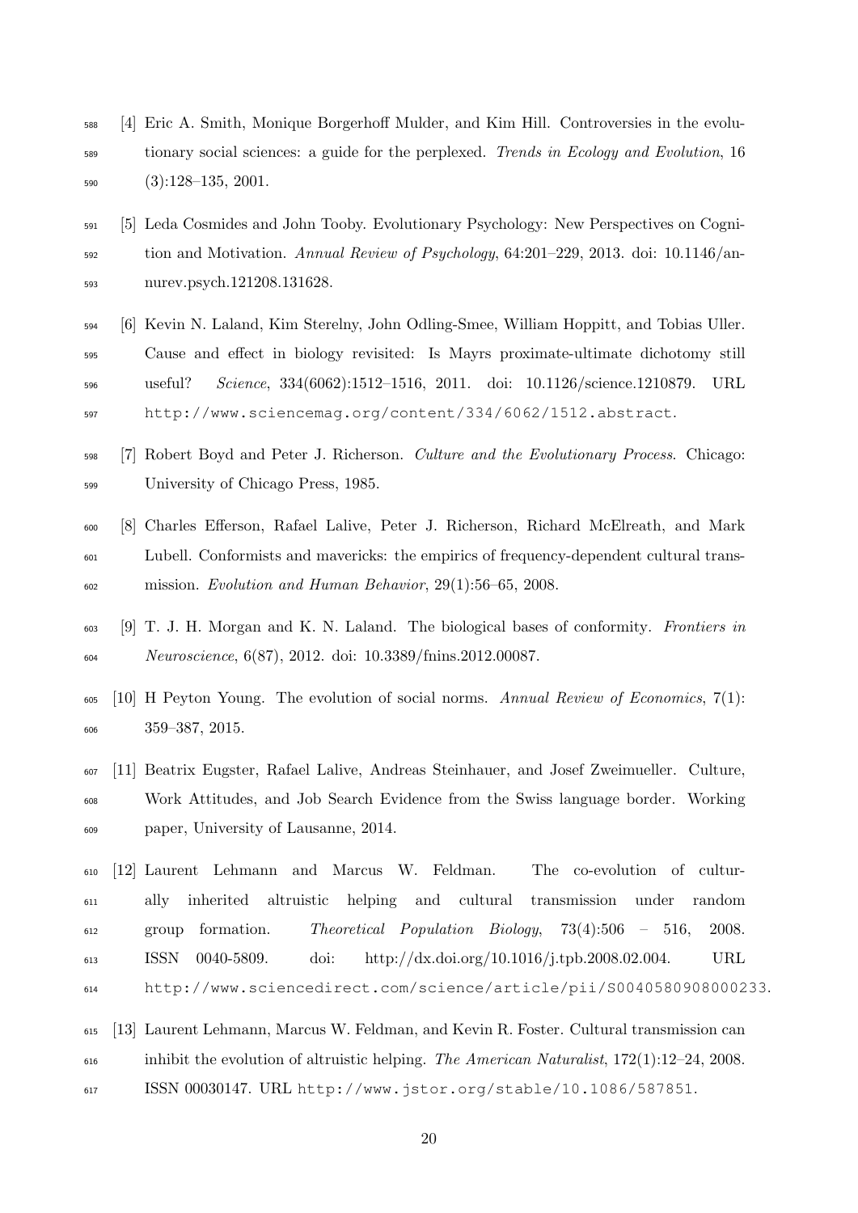[4] Eric A. Smith, Monique Borgerhoff Mulder, and Kim Hill. Controversies in the evolutionary social sciences: a guide for the perplexed. *Trends in Ecology and Evolution*, 16 (3):128–135, 2001.

[5] Leda Cosmides and John Tooby. Evolutionary Psychology: New Perspectives on Cognition and Motivation. *Annual Review of Psychology*, 64:201–229, 2013. doi: 10.1146/annurev.psych.121208.131628.

[6] Kevin N. Laland, Kim Sterelny, John Odling-Smee, William Hoppitt, and Tobias Uller. Cause and effect in biology revisited: Is Mayrs proximate-ultimate dichotomy still useful? *Science*, 334(6062):1512–1516, 2011. doi: 10.1126/science.1210879. URL http://www.sciencemag.org/content/334/6062/1512.abstract.

[7] Robert Boyd and Peter J. Richerson. *Culture and the Evolutionary Process*. Chicago: University of Chicago Press, 1985.

[8] Charles Efferson, Rafael Lalive, Peter J. Richerson, Richard McElreath, and Mark Lubell. Conformists and mavericks: the empirics of frequency-dependent cultural transmission. *Evolution and Human Behavior*, 29(1):56–65, 2008.

[9] T. J. H. Morgan and K. N. Laland. The biological bases of conformity. *Frontiers in Neuroscience*, 6(87), 2012. doi: 10.3389/fnins.2012.00087.

[10] H Peyton Young. The evolution of social norms. *Annual Review of Economics*, 7(1): 359–387, 2015.

[11] Beatrix Eugster, Rafael Lalive, Andreas Steinhauer, and Josef Zweimueller. Culture, Work Attitudes, and Job Search Evidence from the Swiss language border. Working paper, University of Lausanne, 2014.

[12] Laurent Lehmann and Marcus W. Feldman. The co-evolution of culturally inherited altruistic helping and cultural transmission under random group formation. *Theoretical Population Biology*, 73(4):506 – 516, 2008. ISSN 0040-5809. doi: http://dx.doi.org/10.1016/j.tpb.2008.02.004. URL http://www.sciencedirect.com/science/article/pii/S0040580908000233.

[13] Laurent Lehmann, Marcus W. Feldman, and Kevin R. Foster. Cultural transmission can inhibit the evolution of altruistic helping. *The American Naturalist*, 172(1):12–24, 2008. ISSN 00030147. URL http://www.jstor.org/stable/10.1086/587851.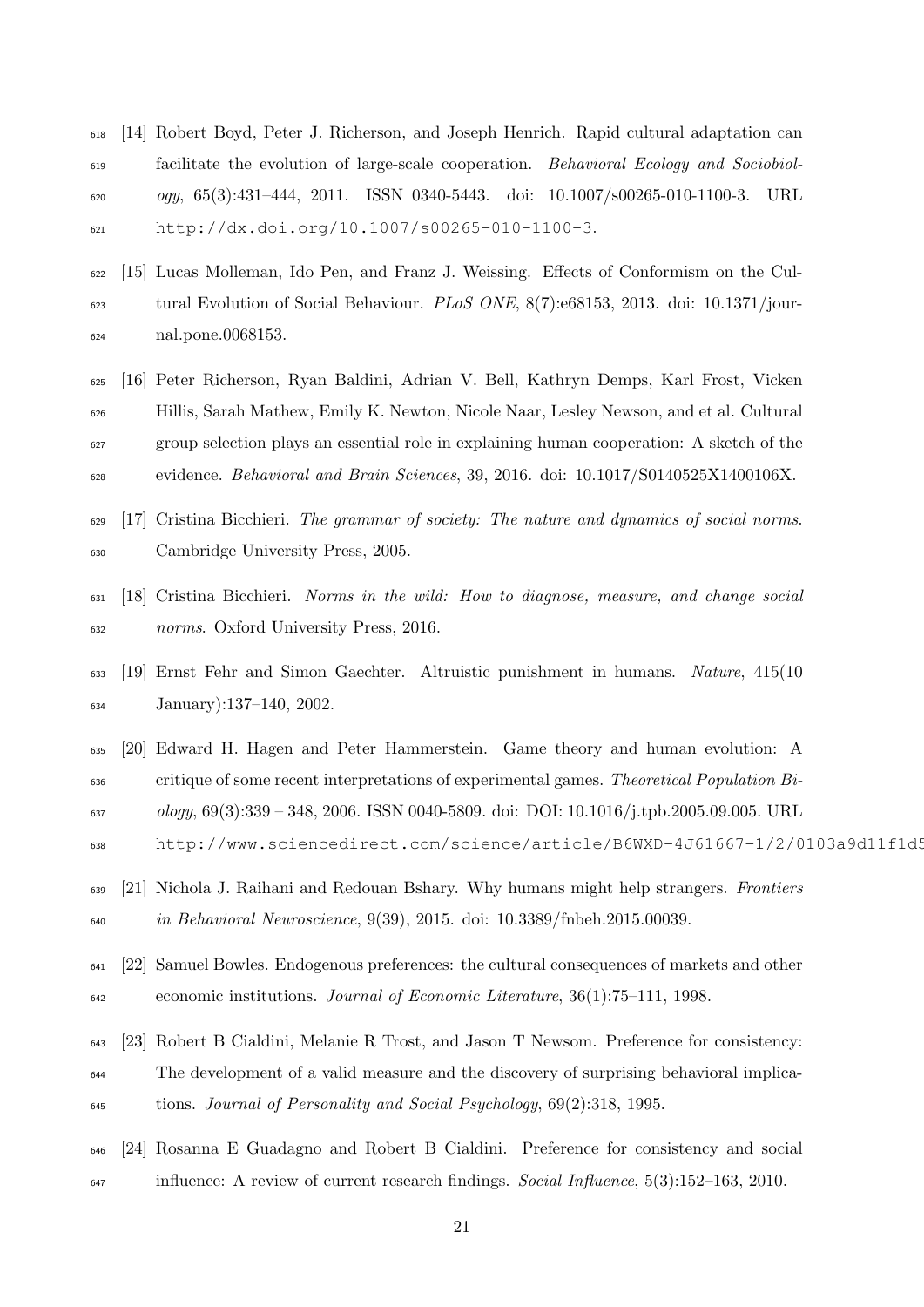[14] Robert Boyd, Peter J. Richerson, and Joseph Henrich. Rapid cultural adaptation can facilitate the evolution of large-scale cooperation. *Behavioral Ecology and Sociobiology*, 65(3):431–444, 2011. ISSN 0340-5443. doi: 10.1007/s00265-010-1100-3. URL http://dx.doi.org/10.1007/s00265-010-1100-3.

[15] Lucas Molleman, Ido Pen, and Franz J. Weissing. Effects of Conformism on the Cultural Evolution of Social Behaviour. *PLoS ONE*, 8(7):e68153, 2013. doi: 10.1371/journal.pone.0068153.

[16] Peter Richerson, Ryan Baldini, Adrian V. Bell, Kathryn Demps, Karl Frost, Vicken Hillis, Sarah Mathew, Emily K. Newton, Nicole Naar, Lesley Newson, and et al. Cultural group selection plays an essential role in explaining human cooperation: A sketch of the evidence. *Behavioral and Brain Sciences*, 39, 2016. doi: 10.1017/S0140525X1400106X.

[17] Cristina Bicchieri. *The grammar of society: The nature and dynamics of social norms*. Cambridge University Press, 2005.

[18] Cristina Bicchieri. *Norms in the wild: How to diagnose, measure, and change social norms*. Oxford University Press, 2016.

[19] Ernst Fehr and Simon Gaechter. Altruistic punishment in humans. *Nature*, 415(10 January):137–140, 2002.

[20] Edward H. Hagen and Peter Hammerstein. Game theory and human evolution: A critique of some recent interpretations of experimental games. *Theoretical Population Biology*, 69(3):339 – 348, 2006. ISSN 0040-5809. doi: DOI: 10.1016/j.tpb.2005.09.005. URL http://www.sciencedirect.com/science/article/B6WXD-4J61667-1/2/0103a9d11f1d5

[21] Nichola J. Raihani and Redouan Bshary. Why humans might help strangers. *Frontiers in Behavioral Neuroscience*, 9(39), 2015. doi: 10.3389/fnbeh.2015.00039.

[22] Samuel Bowles. Endogenous preferences: the cultural consequences of markets and other economic institutions. *Journal of Economic Literature*, 36(1):75–111, 1998.

[23] Robert B Cialdini, Melanie R Trost, and Jason T Newsom. Preference for consistency: The development of a valid measure and the discovery of surprising behavioral implications. *Journal of Personality and Social Psychology*, 69(2):318, 1995.

[24] Rosanna E Guadagno and Robert B Cialdini. Preference for consistency and social influence: A review of current research findings. *Social Influence*, 5(3):152–163, 2010.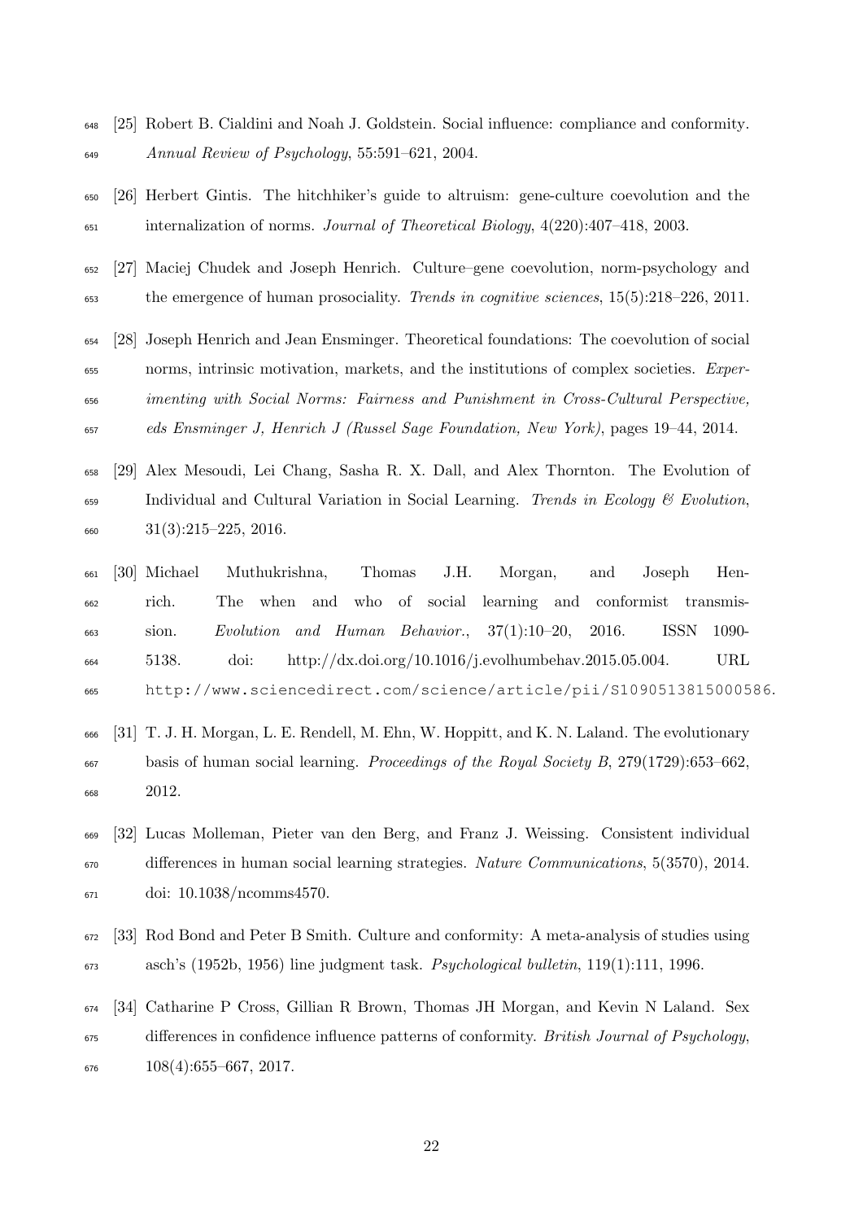[25] Robert B. Cialdini and Noah J. Goldstein. Social influence: compliance and conformity. *Annual Review of Psychology*, 55:591–621, 2004.

[26] Herbert Gintis. The hitchhiker's guide to altruism: gene-culture coevolution and the internalization of norms. *Journal of Theoretical Biology*, 4(220):407–418, 2003.

[27] Maciej Chudek and Joseph Henrich. Culture–gene coevolution, norm-psychology and the emergence of human prosociality. *Trends in cognitive sciences*, 15(5):218–226, 2011.

[28] Joseph Henrich and Jean Ensminger. Theoretical foundations: The coevolution of social norms, intrinsic motivation, markets, and the institutions of complex societies. *Experimenting with Social Norms: Fairness and Punishment in Cross-Cultural Perspective, eds Ensminger J, Henrich J (Russel Sage Foundation, New York)*, pages 19–44, 2014.

[29] Alex Mesoudi, Lei Chang, Sasha R. X. Dall, and Alex Thornton. The Evolution of Individual and Cultural Variation in Social Learning. *Trends in Ecology & Evolution*, 31(3):215–225, 2016.

[30] Michael Muthukrishna, Thomas J.H. Morgan, and Joseph Henrich. The when and who of social learning and conformist transmission. *Evolution and Human Behavior.*, 37(1):10–20, 2016. ISSN 1090-5138. doi: http://dx.doi.org/10.1016/j.evolhumbehav.2015.05.004. URL http://www.sciencedirect.com/science/article/pii/S1090513815000586.

[31] T. J. H. Morgan, L. E. Rendell, M. Ehn, W. Hoppitt, and K. N. Laland. The evolutionary basis of human social learning. *Proceedings of the Royal Society B*, 279(1729):653–662, 2012.

[32] Lucas Molleman, Pieter van den Berg, and Franz J. Weissing. Consistent individual differences in human social learning strategies. *Nature Communications*, 5(3570), 2014. doi: 10.1038/ncomms4570.

[33] Rod Bond and Peter B Smith. Culture and conformity: A meta-analysis of studies using asch's (1952b, 1956) line judgment task. *Psychological bulletin*, 119(1):111, 1996.

[34] Catharine P Cross, Gillian R Brown, Thomas JH Morgan, and Kevin N Laland. Sex differences in confidence influence patterns of conformity. *British Journal of Psychology*, 108(4):655–667, 2017.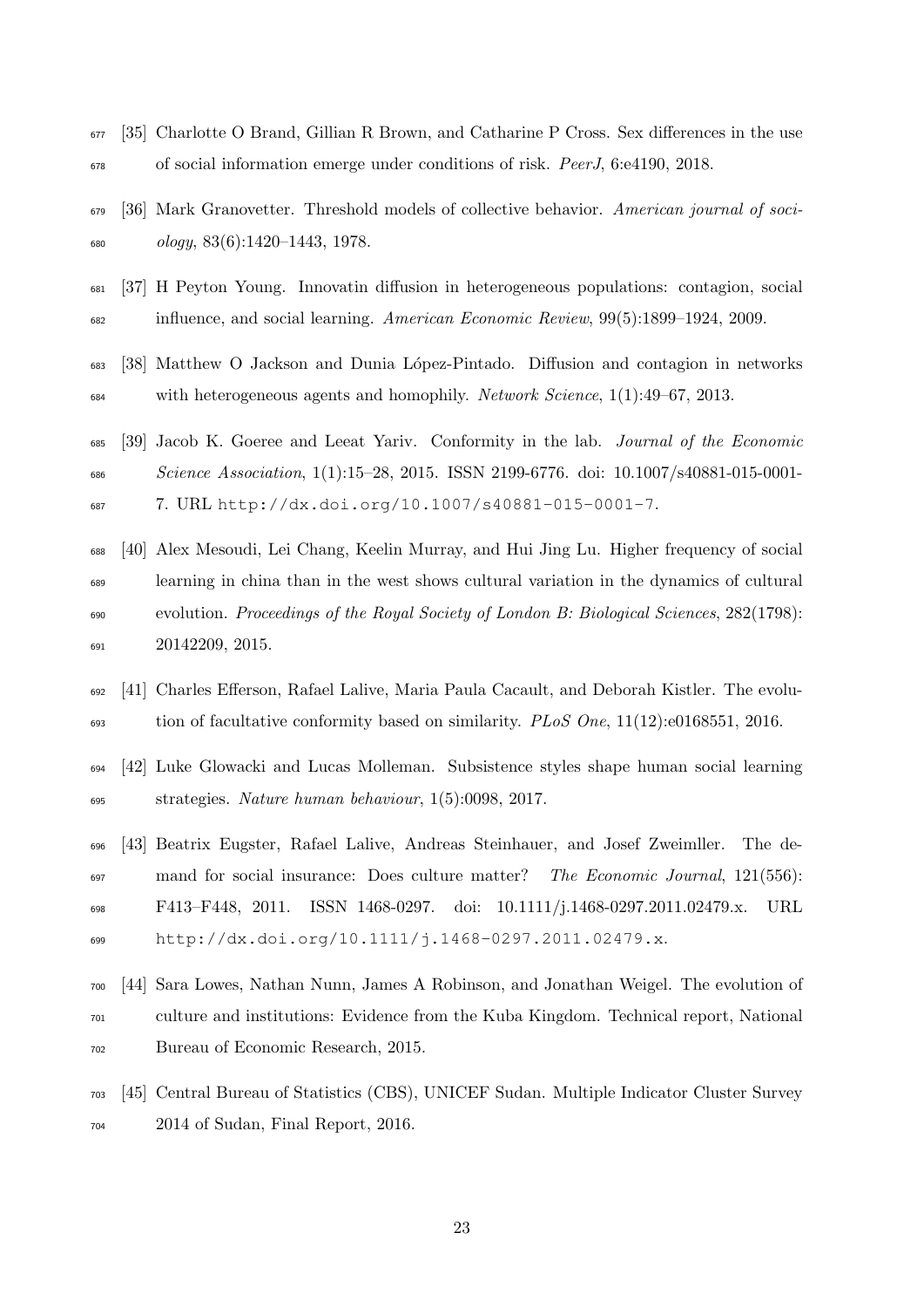[35] Charlotte O Brand, Gillian R Brown, and Catharine P Cross. Sex differences in the use of social information emerge under conditions of risk. *PeerJ*, 6:e4190, 2018.

[36] Mark Granovetter. Threshold models of collective behavior. *American journal of sociology*, 83(6):1420–1443, 1978.

[37] H Peyton Young. Innovatin diffusion in heterogeneous populations: contagion, social influence, and social learning. *American Economic Review*, 99(5):1899–1924, 2009.

[38] Matthew O Jackson and Dunia López-Pintado. Diffusion and contagion in networks with heterogeneous agents and homophily. *Network Science*, 1(1):49–67, 2013.

[39] Jacob K. Goeree and Leeat Yariv. Conformity in the lab. *Journal of the Economic Science Association*, 1(1):15–28, 2015. ISSN 2199-6776. doi: 10.1007/s40881-015-0001-7. URL http://dx.doi.org/10.1007/s40881-015-0001-7.

[40] Alex Mesoudi, Lei Chang, Keelin Murray, and Hui Jing Lu. Higher frequency of social learning in china than in the west shows cultural variation in the dynamics of cultural evolution. *Proceedings of the Royal Society of London B: Biological Sciences*, 282(1798): 20142209, 2015.

[41] Charles Efferson, Rafael Lalive, Maria Paula Cacault, and Deborah Kistler. The evolution of facultative conformity based on similarity. *PLoS One*, 11(12):e0168551, 2016.

[42] Luke Glowacki and Lucas Molleman. Subsistence styles shape human social learning strategies. *Nature human behaviour*, 1(5):0098, 2017.

[43] Beatrix Eugster, Rafael Lalive, Andreas Steinhauer, and Josef Zweimller. The demand for social insurance: Does culture matter? *The Economic Journal*, 121(556): F413–F448, 2011. ISSN 1468-0297. doi: 10.1111/j.1468-0297.2011.02479.x. URL http://dx.doi.org/10.1111/j.1468-0297.2011.02479.x.

[44] Sara Lowes, Nathan Nunn, James A Robinson, and Jonathan Weigel. The evolution of culture and institutions: Evidence from the Kuba Kingdom. Technical report, National Bureau of Economic Research, 2015.

[45] Central Bureau of Statistics (CBS), UNICEF Sudan. Multiple Indicator Cluster Survey 2014 of Sudan, Final Report, 2016.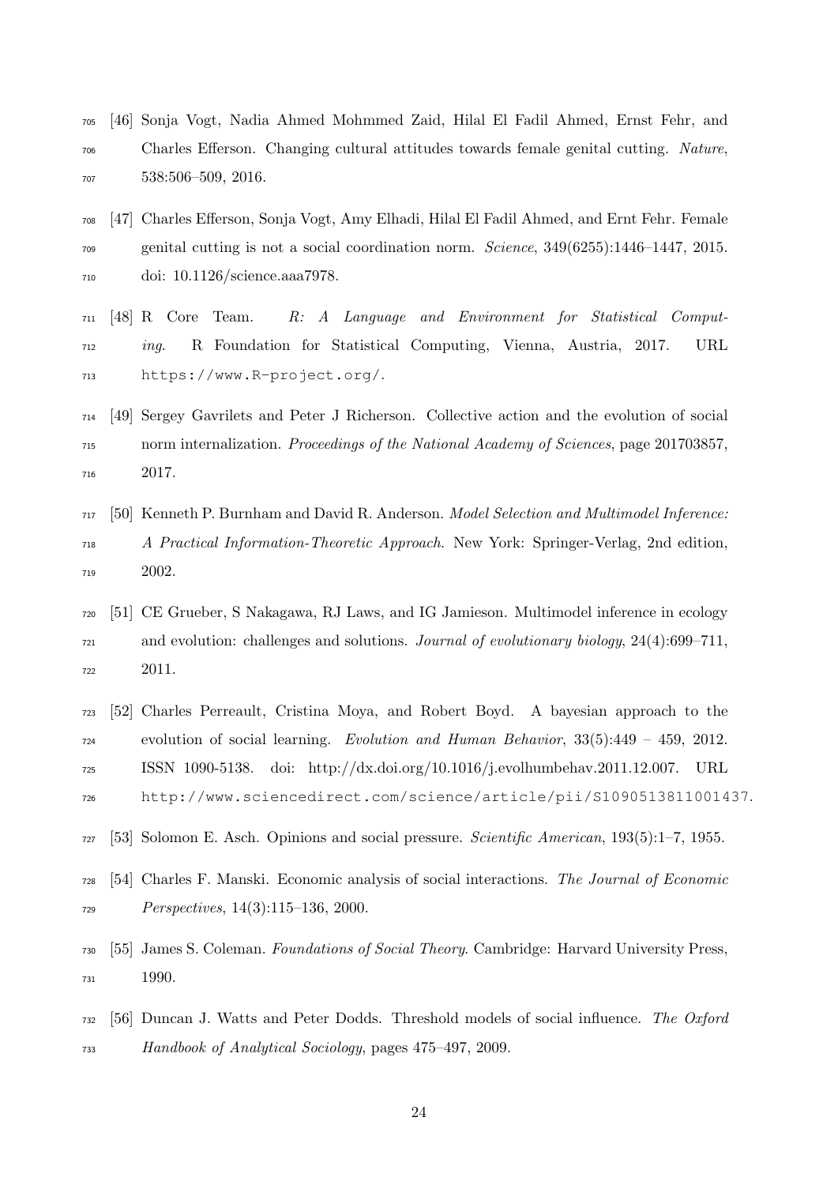[46] Sonja Vogt, Nadia Ahmed Mohmmed Zaid, Hilal El Fadil Ahmed, Ernst Fehr, and Charles Efferson. Changing cultural attitudes towards female genital cutting. *Nature*, 538:506–509, 2016.

[47] Charles Efferson, Sonja Vogt, Amy Elhadi, Hilal El Fadil Ahmed, and Ernt Fehr. Female genital cutting is not a social coordination norm. *Science*, 349(6255):1446–1447, 2015. doi: 10.1126/science.aaa7978.

[48] R Core Team. *R: A Language and Environment for Statistical Computing*. R Foundation for Statistical Computing, Vienna, Austria, 2017. URL https://www.R-project.org/.

[49] Sergey Gavrilets and Peter J Richerson. Collective action and the evolution of social norm internalization. *Proceedings of the National Academy of Sciences*, page 201703857, 2017.

[50] Kenneth P. Burnham and David R. Anderson. *Model Selection and Multimodel Inference: A Practical Information-Theoretic Approach*. New York: Springer-Verlag, 2nd edition, 2002.

[51] CE Grueber, S Nakagawa, RJ Laws, and IG Jamieson. Multimodel inference in ecology and evolution: challenges and solutions. *Journal of evolutionary biology*, 24(4):699–711, 2011.

[52] Charles Perreault, Cristina Moya, and Robert Boyd. A bayesian approach to the evolution of social learning. *Evolution and Human Behavior*, 33(5):449 – 459, 2012. ISSN 1090-5138. doi: http://dx.doi.org/10.1016/j.evolhumbehav.2011.12.007. URL http://www.sciencedirect.com/science/article/pii/S1090513811001437.

[53] Solomon E. Asch. Opinions and social pressure. *Scientific American*, 193(5):1–7, 1955.

[54] Charles F. Manski. Economic analysis of social interactions. *The Journal of Economic Perspectives*, 14(3):115–136, 2000.

[55] James S. Coleman. *Foundations of Social Theory*. Cambridge: Harvard University Press, 1990.

[56] Duncan J. Watts and Peter Dodds. Threshold models of social influence. *The Oxford Handbook of Analytical Sociology*, pages 475–497, 2009.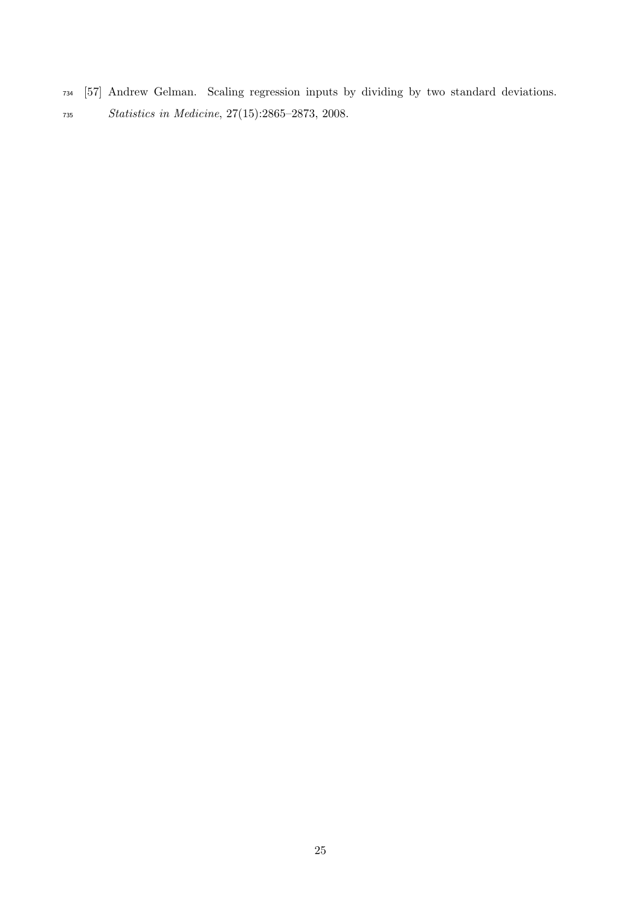[57] Andrew Gelman. Scaling regression inputs by dividing by two standard deviations. *Statistics in Medicine*, 27(15):2865–2873, 2008.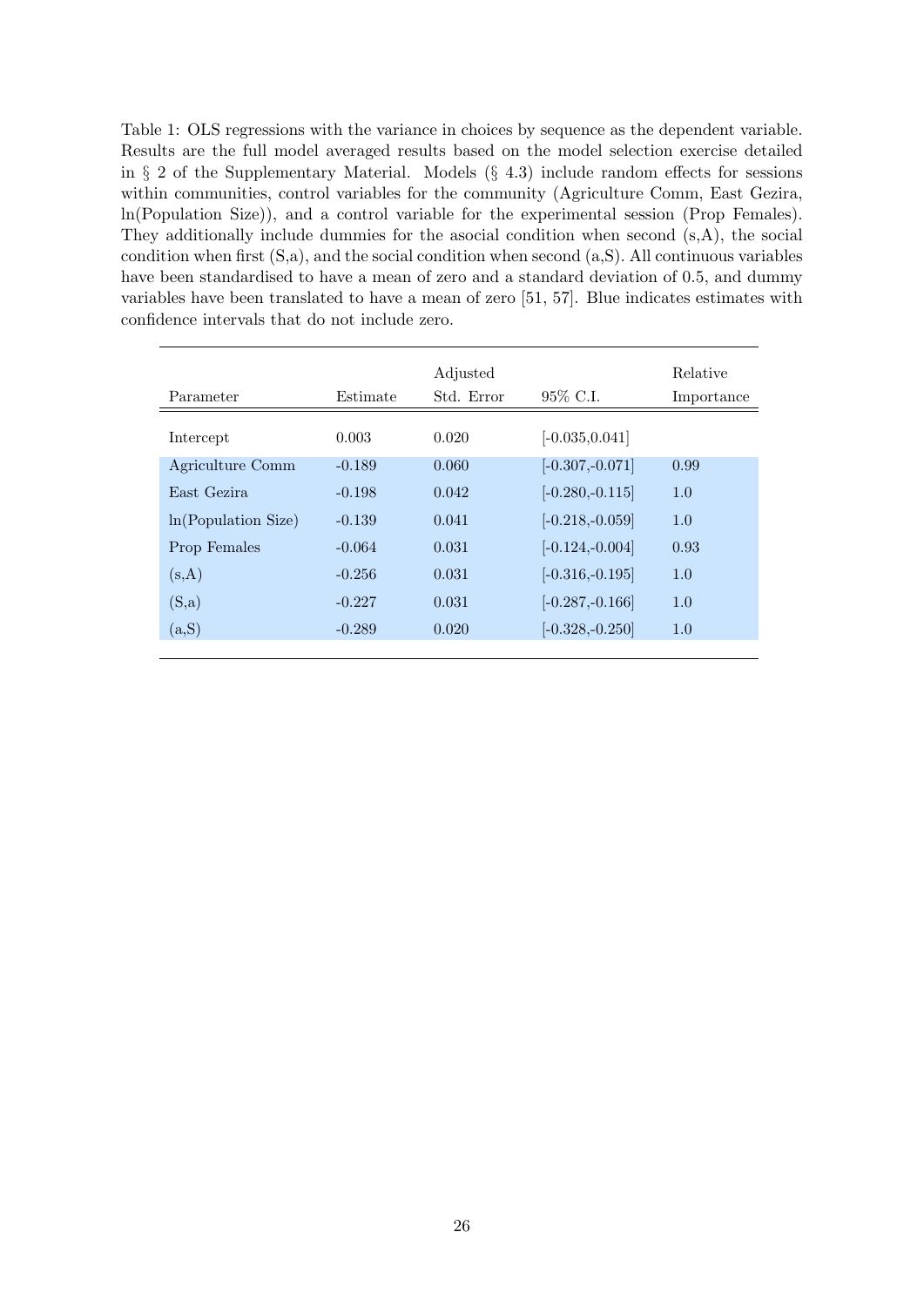Table 1: OLS regressions with the variance in choices by sequence as the dependent variable. Results are the full model averaged results based on the model selection exercise detailed in § 2 of the Supplementary Material. Models (§ 4.3) include random effects for sessions within communities, control variables for the community (Agriculture Comm, East Gezira, ln(Population Size)), and a control variable for the experimental session (Prop Females). They additionally include dummies for the asocial condition when second (s,A), the social condition when first (S,a), and the social condition when second (a,S). All continuous variables have been standardised to have a mean of zero and a standard deviation of 0.5, and dummy variables have been translated to have a mean of zero [51, 57]. Blue indicates estimates with confidence intervals that do not include zero.

| Parameter | Estimate | Adjusted Std. Error | 95% C.I. | Relative Importance |
|---|---|---|---|---|
| Intercept | 0.003 | 0.020 | [-0.035,0.041] | |
| Agriculture Comm | -0.189 | 0.060 | [-0.307,-0.071] | 0.99 |
| East Gezira | -0.198 | 0.042 | [-0.280,-0.115] | 1.0 |
| ln(Population Size) | -0.139 | 0.041 | [-0.218,-0.059] | 1.0 |
| Prop Females | -0.064 | 0.031 | [-0.124,-0.004] | 0.93 |
| (s,A) | -0.256 | 0.031 | [-0.316,-0.195] | 1.0 |
| (S,a) | -0.227 | 0.031 | [-0.287,-0.166] | 1.0 |
| (a,S) | -0.289 | 0.020 | [-0.328,-0.250] | 1.0 |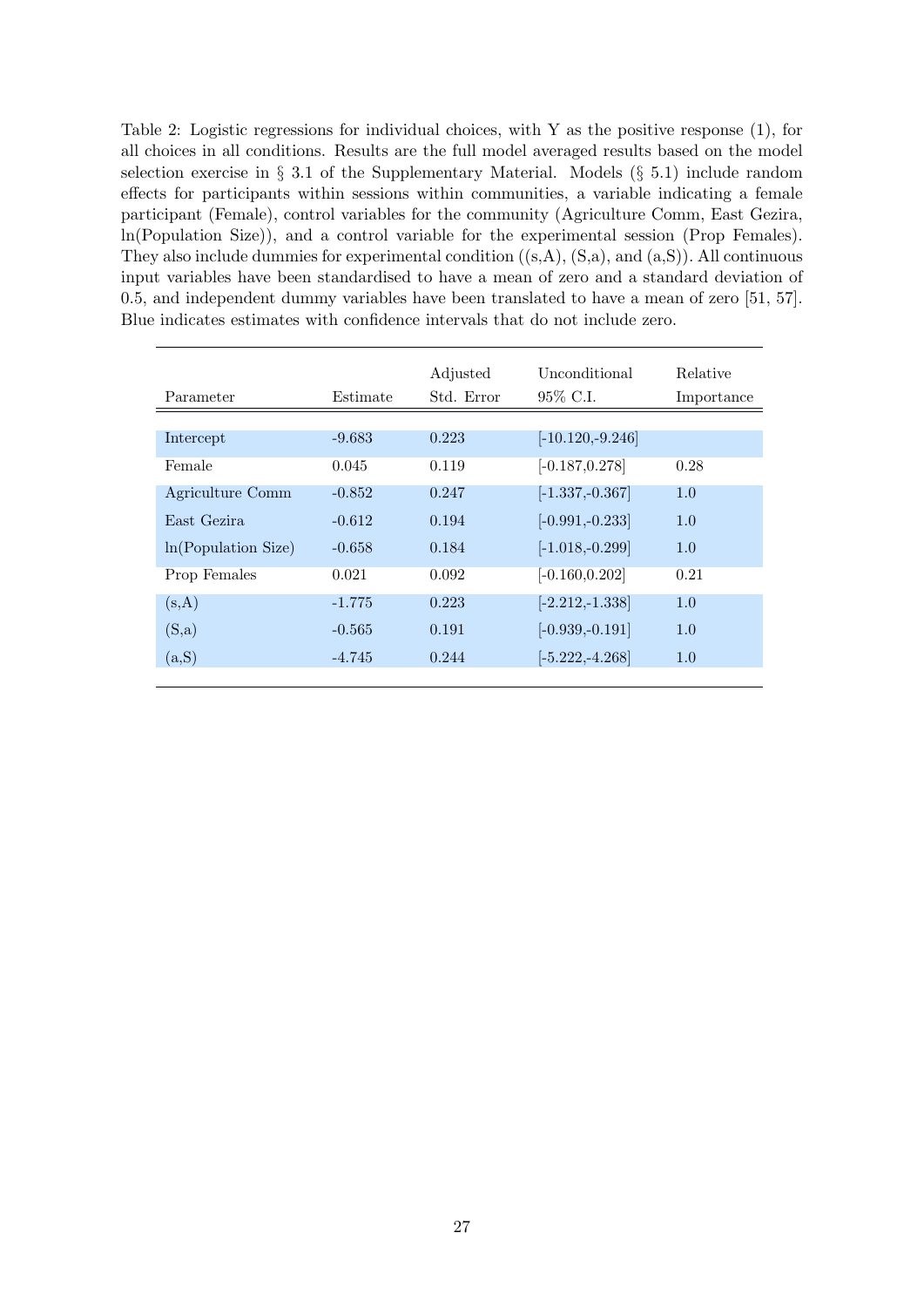Table 2: Logistic regressions for individual choices, with Y as the positive response (1), for all choices in all conditions. Results are the full model averaged results based on the model selection exercise in § 3.1 of the Supplementary Material. Models (§ 5.1) include random effects for participants within sessions within communities, a variable indicating a female participant (Female), control variables for the community (Agriculture Comm, East Gezira, ln(Population Size)), and a control variable for the experimental session (Prop Females). They also include dummies for experimental condition ((s,A), (S,a), and (a,S)). All continuous input variables have been standardised to have a mean of zero and a standard deviation of 0.5, and independent dummy variables have been translated to have a mean of zero [51, 57]. Blue indicates estimates with confidence intervals that do not include zero.

| Parameter | Estimate | Adjusted Std. Error | Unconditional 95% C.I. | Relative Importance |
|---|---|---|---|---|
| Intercept | -9.683 | 0.223 | [-10.120,-9.246] | |
| Female | 0.045 | 0.119 | [-0.187,0.278] | 0.28 |
| Agriculture Comm | -0.852 | 0.247 | [-1.337,-0.367] | 1.0 |
| East Gezira | -0.612 | 0.194 | [-0.991,-0.233] | 1.0 |
| ln(Population Size) | -0.658 | 0.184 | [-1.018,-0.299] | 1.0 |
| Prop Females | 0.021 | 0.092 | [-0.160,0.202] | 0.21 |
| (s,A) | -1.775 | 0.223 | [-2.212,-1.338] | 1.0 |
| (S,a) | -0.565 | 0.191 | [-0.939,-0.191] | 1.0 |
| (a,S) | -4.745 | 0.244 | [-5.222,-4.268] | 1.0 |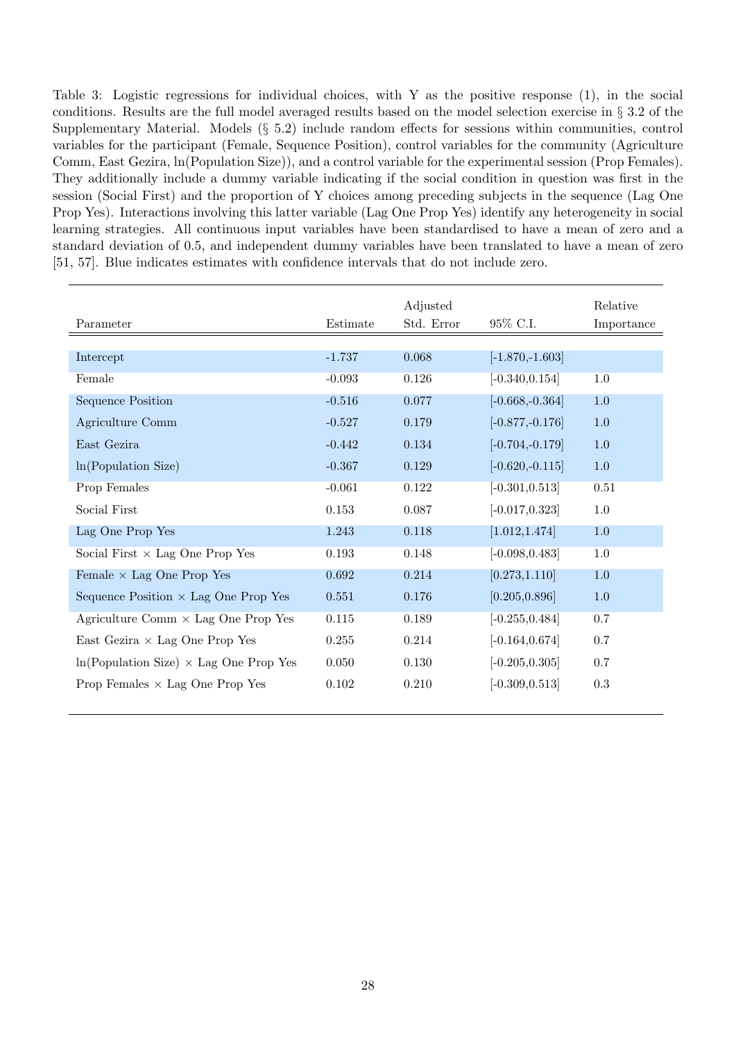Table 3: Logistic regressions for individual choices, with Y as the positive response (1), in the social conditions. Results are the full model averaged results based on the model selection exercise in § 3.2 of the Supplementary Material. Models (§ 5.2) include random effects for sessions within communities, control variables for the participant (Female, Sequence Position), control variables for the community (Agriculture Comm, East Gezira, ln(Population Size)), and a control variable for the experimental session (Prop Females). They additionally include a dummy variable indicating if the social condition in question was first in the session (Social First) and the proportion of Y choices among preceding subjects in the sequence (Lag One Prop Yes). Interactions involving this latter variable (Lag One Prop Yes) identify any heterogeneity in social learning strategies. All continuous input variables have been standardised to have a mean of zero and a standard deviation of 0.5, and independent dummy variables have been translated to have a mean of zero [51, 57]. Blue indicates estimates with confidence intervals that do not include zero.

| Parameter | Estimate | Adjusted Std. Error | 95% C.I. | Relative Importance |
|---|---|---|---|---|
| Intercept | -1.737 | 0.068 | [-1.870,-1.603] | |
| Female | -0.093 | 0.126 | [-0.340,0.154] | 1.0 |
| Sequence Position | -0.516 | 0.077 | [-0.668,-0.364] | 1.0 |
| Agriculture Comm | -0.527 | 0.179 | [-0.877,-0.176] | 1.0 |
| East Gezira | -0.442 | 0.134 | [-0.704,-0.179] | 1.0 |
| ln(Population Size) | -0.367 | 0.129 | [-0.620,-0.115] | 1.0 |
| Prop Females | -0.061 | 0.122 | [-0.301,0.513] | 0.51 |
| Social First | 0.153 | 0.087 | [-0.017,0.323] | 1.0 |
| Lag One Prop Yes | 1.243 | 0.118 | [1.012,1.474] | 1.0 |
| Social First × Lag One Prop Yes | 0.193 | 0.148 | [-0.098,0.483] | 1.0 |
| Female × Lag One Prop Yes | 0.692 | 0.214 | [0.273,1.110] | 1.0 |
| Sequence Position × Lag One Prop Yes | 0.551 | 0.176 | [0.205,0.896] | 1.0 |
| Agriculture Comm × Lag One Prop Yes | 0.115 | 0.189 | [-0.255,0.484] | 0.7 |
| East Gezira × Lag One Prop Yes | 0.255 | 0.214 | [-0.164,0.674] | 0.7 |
| ln(Population Size) × Lag One Prop Yes | 0.050 | 0.130 | [-0.205,0.305] | 0.7 |
| Prop Females × Lag One Prop Yes | 0.102 | 0.210 | [-0.309,0.513] | 0.3 |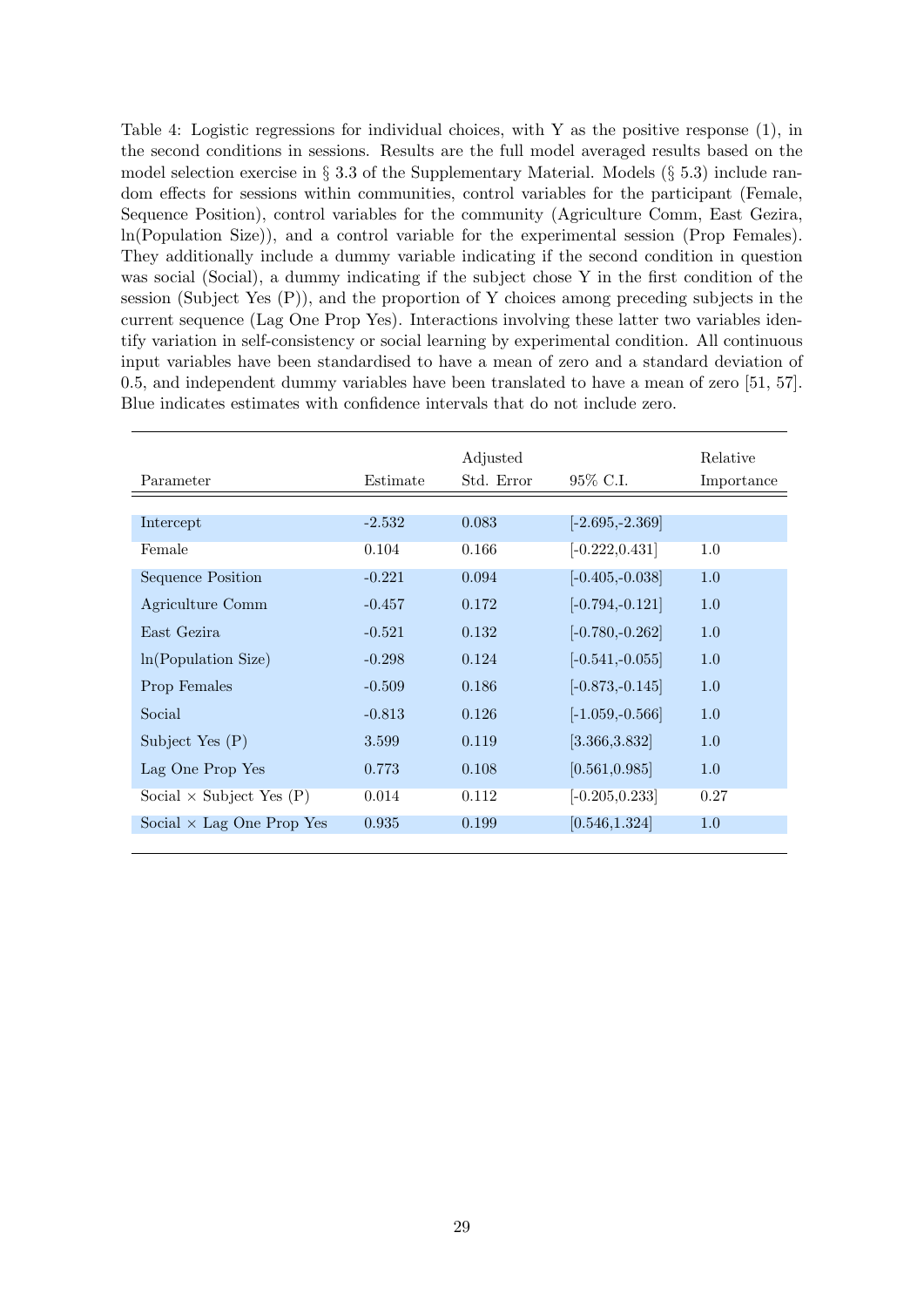Table 4: Logistic regressions for individual choices, with Y as the positive response (1), in the second conditions in sessions. Results are the full model averaged results based on the model selection exercise in § 3.3 of the Supplementary Material. Models (§ 5.3) include random effects for sessions within communities, control variables for the participant (Female, Sequence Position), control variables for the community (Agriculture Comm, East Gezira, ln(Population Size)), and a control variable for the experimental session (Prop Females). They additionally include a dummy variable indicating if the second condition in question was social (Social), a dummy indicating if the subject chose Y in the first condition of the session (Subject Yes (P)), and the proportion of Y choices among preceding subjects in the current sequence (Lag One Prop Yes). Interactions involving these latter two variables identify variation in self-consistency or social learning by experimental condition. All continuous input variables have been standardised to have a mean of zero and a standard deviation of 0.5, and independent dummy variables have been translated to have a mean of zero [51, 57]. Blue indicates estimates with confidence intervals that do not include zero.

| Parameter | Estimate | Adjusted Std. Error | 95% C.I. | Relative Importance |
|---|---|---|---|---|
| Intercept | -2.532 | 0.083 | [-2.695,-2.369] | |
| Female | 0.104 | 0.166 | [-0.222,0.431] | 1.0 |
| Sequence Position | -0.221 | 0.094 | [-0.405,-0.038] | 1.0 |
| Agriculture Comm | -0.457 | 0.172 | [-0.794,-0.121] | 1.0 |
| East Gezira | -0.521 | 0.132 | [-0.780,-0.262] | 1.0 |
| ln(Population Size) | -0.298 | 0.124 | [-0.541,-0.055] | 1.0 |
| Prop Females | -0.509 | 0.186 | [-0.873,-0.145] | 1.0 |
| Social | -0.813 | 0.126 | [-1.059,-0.566] | 1.0 |
| Subject Yes (P) | 3.599 | 0.119 | [3.366,3.832] | 1.0 |
| Lag One Prop Yes | 0.773 | 0.108 | [0.561,0.985] | 1.0 |
| Social × Subject Yes (P) | 0.014 | 0.112 | [-0.205,0.233] | 0.27 |
| Social × Lag One Prop Yes | 0.935 | 0.199 | [0.546,1.324] | 1.0 |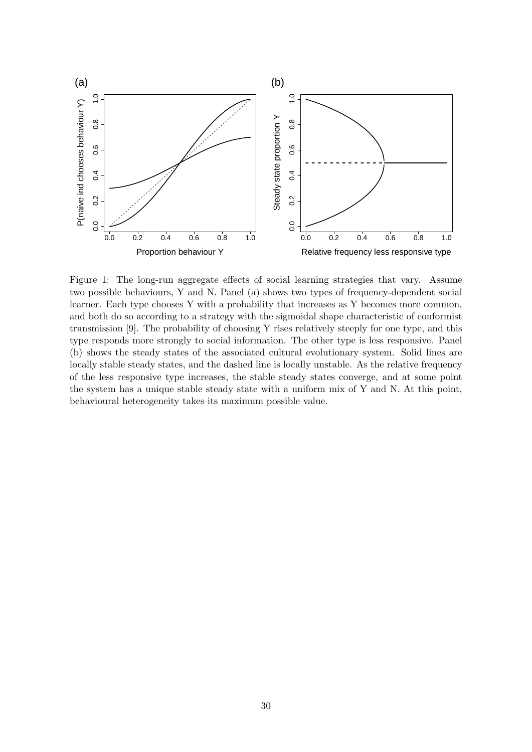Figure 1: The long-run aggregate effects of social learning strategies that vary. Assume two possible behaviours, Y and N. Panel (a) shows two types of frequency-dependent social learner. Each type chooses Y with a probability that increases as Y becomes more common, and both do so according to a strategy with the sigmoidal shape characteristic of conformist transmission [9]. The probability of choosing Y rises relatively steeply for one type, and this type responds more strongly to social information. The other type is less responsive. Panel (b) shows the steady states of the associated cultural evolutionary system. Solid lines are locally stable steady states, and the dashed line is locally unstable. As the relative frequency of the less responsive type increases, the stable steady states converge, and at some point the system has a unique stable steady state with a uniform mix of Y and N. At this point, behavioural heterogeneity takes its maximum possible value.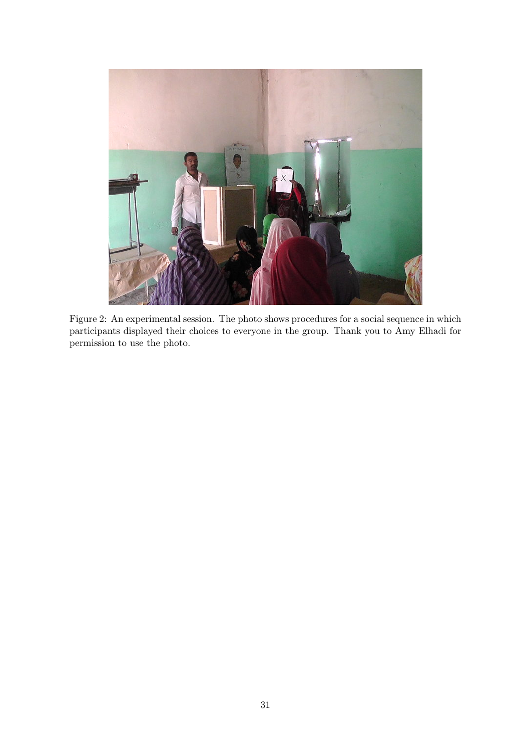Figure 2: An experimental session. The photo shows procedures for a social sequence in which participants displayed their choices to everyone in the group. Thank you to Amy Elhadi for permission to use the photo.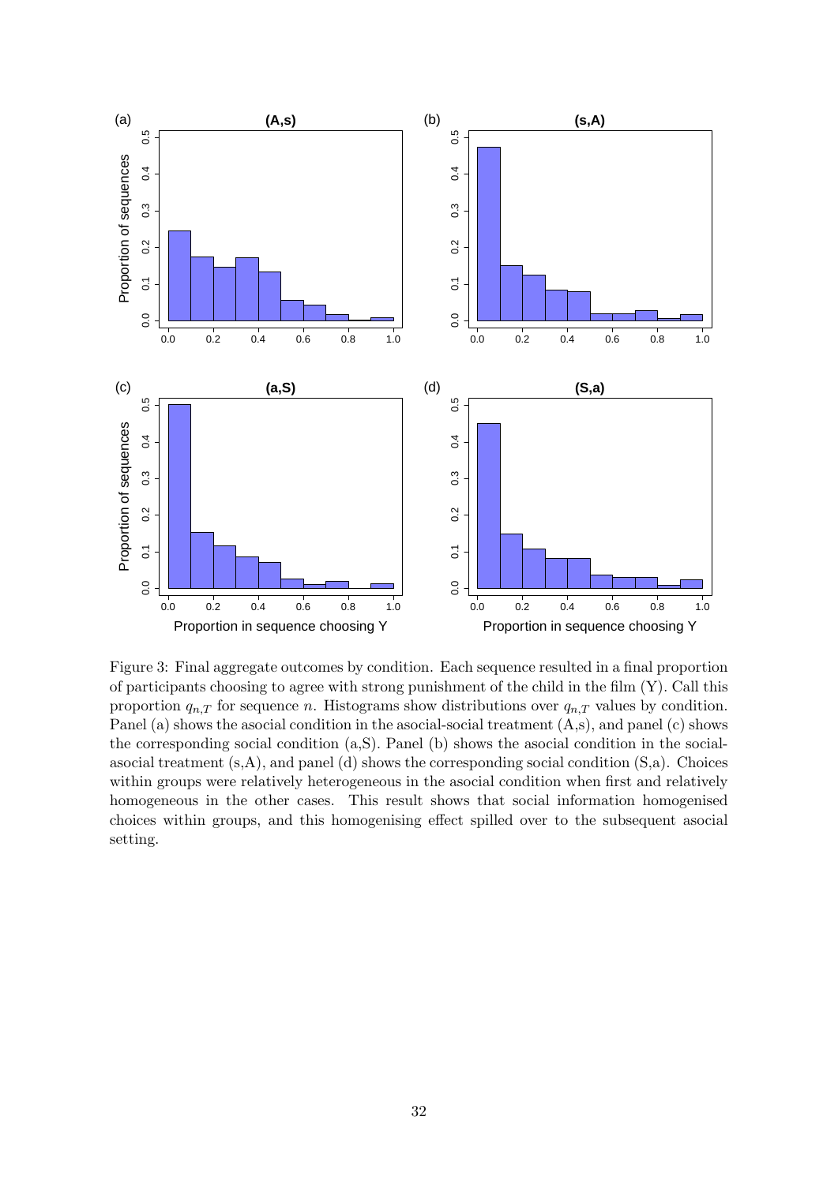(a)
**(A,s)**

Proportion of sequences

0.0 0.1 0.2 0.3 0.4 0.5

0.0 0.2 0.4 0.6 0.8 1.0

(b)
**(s,A)**

0.0 0.1 0.2 0.3 0.4 0.5

0.0 0.2 0.4 0.6 0.8 1.0

(c)
**(a,S)**

Proportion of sequences

0.0 0.1 0.2 0.3 0.4 0.5

0.0 0.2 0.4 0.6 0.8 1.0

Proportion in sequence choosing Y

(d)
**(S,a)**

0.0 0.1 0.2 0.3 0.4 0.5

0.0 0.2 0.4 0.6 0.8 1.0

Proportion in sequence choosing Y

Figure 3: Final aggregate outcomes by condition. Each sequence resulted in a final proportion of participants choosing to agree with strong punishment of the child in the film (Y). Call this proportion $q_{n,T}$ for sequence $n$. Histograms show distributions over $q_{n,T}$ values by condition. Panel (a) shows the asocial condition in the asocial-social treatment (A,s), and panel (c) shows the corresponding social condition (a,S). Panel (b) shows the asocial condition in the social-asocial treatment (s,A), and panel (d) shows the corresponding social condition (S,a). Choices within groups were relatively heterogeneous in the asocial condition when first and relatively homogeneous in the other cases. This result shows that social information homogenised choices within groups, and this homogenising effect spilled over to the subsequent asocial setting.